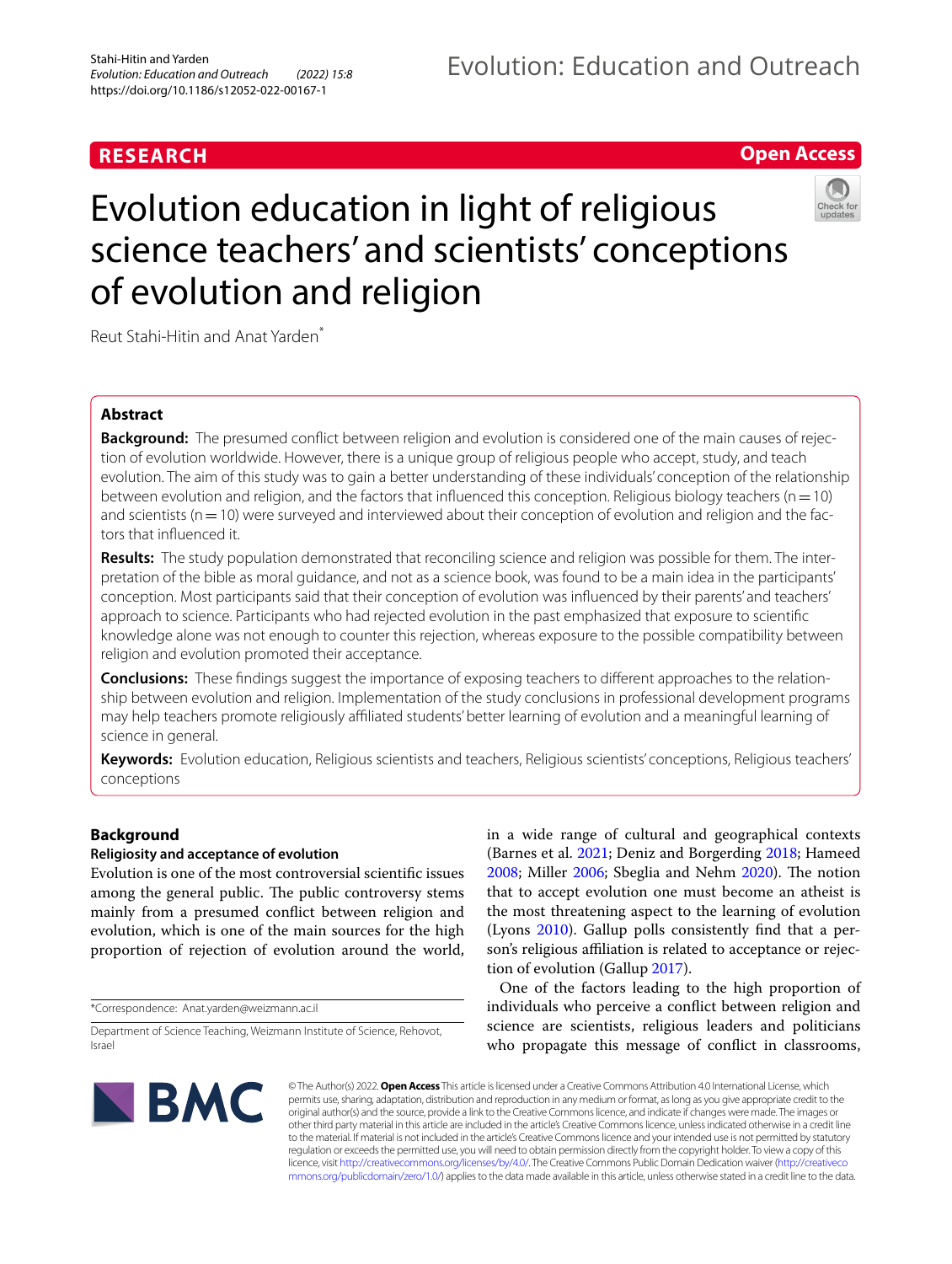RESEARCH

Open Access

# Evolution education in light of religious science teachers' and scientists' conceptions of evolution and religion

Reut Stahi-Hitin and Anat Yarden*

## Abstract

**Background:** The presumed conflict between religion and evolution is considered one of the main causes of rejection of evolution worldwide. However, there is a unique group of religious people who accept, study, and teach evolution. The aim of this study was to gain a better understanding of these individuals' conception of the relationship between evolution and religion, and the factors that influenced this conception. Religious biology teachers (n = 10) and scientists (n = 10) were surveyed and interviewed about their conception of evolution and religion and the factors that influenced it.

**Results:** The study population demonstrated that reconciling science and religion was possible for them. The interpretation of the bible as moral guidance, and not as a science book, was found to be a main idea in the participants' conception. Most participants said that their conception of evolution was influenced by their parents' and teachers' approach to science. Participants who had rejected evolution in the past emphasized that exposure to scientific knowledge alone was not enough to counter this rejection, whereas exposure to the possible compatibility between religion and evolution promoted their acceptance.

**Conclusions:** These findings suggest the importance of exposing teachers to different approaches to the relationship between evolution and religion. Implementation of the study conclusions in professional development programs may help teachers promote religiously affiliated students' better learning of evolution and a meaningful learning of science in general.

**Keywords:** Evolution education, Religious scientists and teachers, Religious scientists' conceptions, Religious teachers' conceptions

## Background

### Religiosity and acceptance of evolution

Evolution is one of the most controversial scientific issues among the general public. The public controversy stems mainly from a presumed conflict between religion and evolution, which is one of the main sources for the high proportion of rejection of evolution around the world, in a wide range of cultural and geographical contexts (Barnes et al. 2021; Deniz and Borgerding 2018; Hameed 2008; Miller 2006; Sbeglia and Nehm 2020). The notion that to accept evolution one must become an atheist is the most threatening aspect to the learning of evolution (Lyons 2010). Gallup polls consistently find that a person's religious affiliation is related to acceptance or rejection of evolution (Gallup 2017).

One of the factors leading to the high proportion of individuals who perceive a conflict between religion and science are scientists, religious leaders and politicians who propagate this message of conflict in classrooms,

*Correspondence: Anat.yarden@weizmann.ac.il

Department of Science Teaching, Weizmann Institute of Science, Rehovot, Israel

© The Author(s) 2022. **Open Access** This article is licensed under a Creative Commons Attribution 4.0 International License, which permits use, sharing, adaptation, distribution and reproduction in any medium or format, as long as you give appropriate credit to the original author(s) and the source, provide a link to the Creative Commons licence, and indicate if changes were made. The images or other third party material in this article are included in the article's Creative Commons licence, unless indicated otherwise in a credit line to the material. If material is not included in the article's Creative Commons licence and your intended use is not permitted by statutory regulation or exceeds the permitted use, you will need to obtain permission directly from the copyright holder. To view a copy of this licence, visit http://creativecommons.org/licenses/by/4.0/. The Creative Commons Public Domain Dedication waiver (http://creativecommons.org/publicdomain/zero/1.0/) applies to the data made available in this article, unless otherwise stated in a credit line to the data.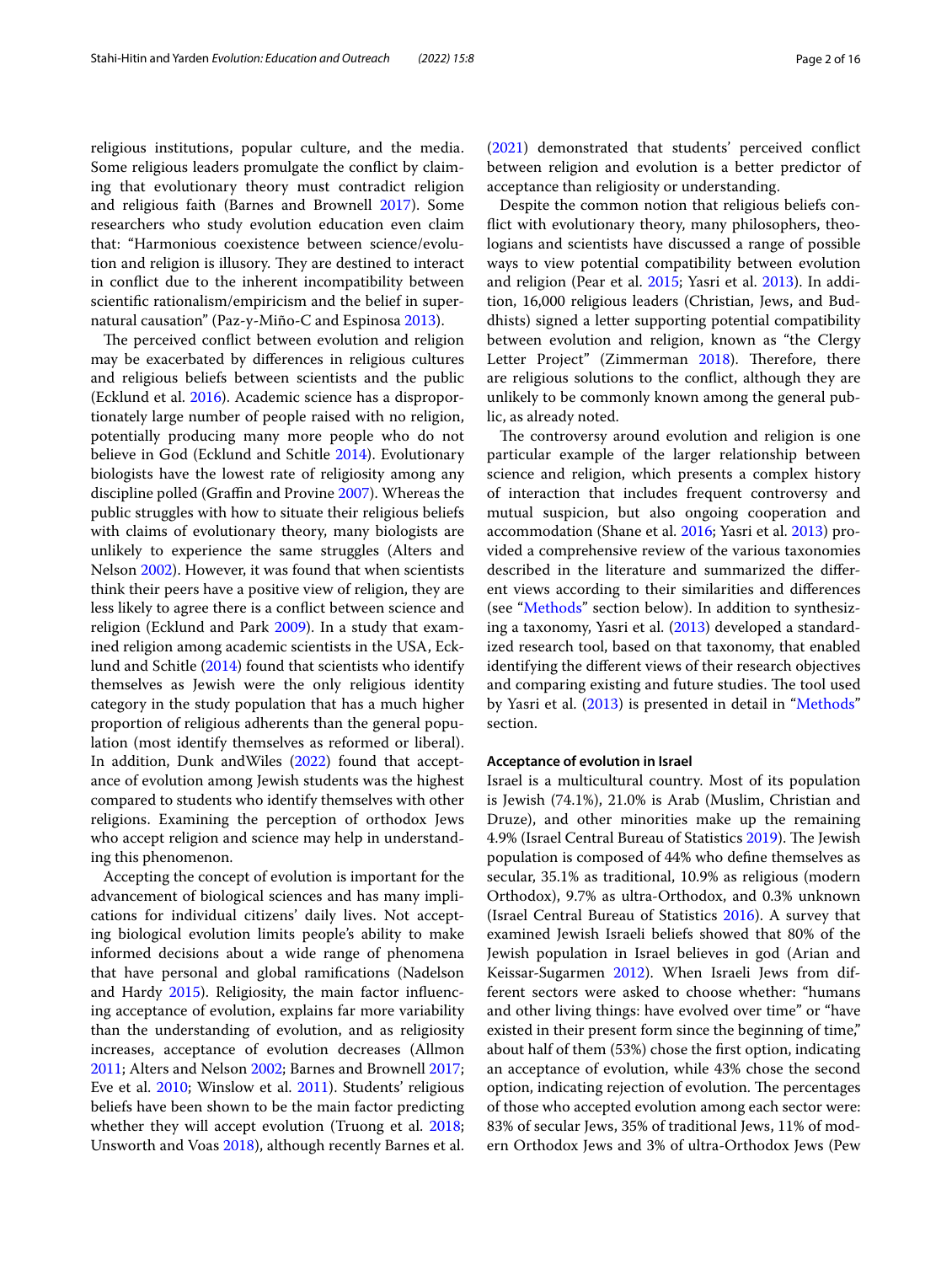religious institutions, popular culture, and the media. Some religious leaders promulgate the conflict by claiming that evolutionary theory must contradict religion and religious faith (Barnes and Brownell 2017). Some researchers who study evolution education even claim that: "Harmonious coexistence between science/evolution and religion is illusory. They are destined to interact in conflict due to the inherent incompatibility between scientific rationalism/empiricism and the belief in supernatural causation" (Paz-y-Miño-C and Espinosa 2013).

The perceived conflict between evolution and religion may be exacerbated by differences in religious cultures and religious beliefs between scientists and the public (Ecklund et al. 2016). Academic science has a disproportionately large number of people raised with no religion, potentially producing many more people who do not believe in God (Ecklund and Schitle 2014). Evolutionary biologists have the lowest rate of religiosity among any discipline polled (Graffin and Provine 2007). Whereas the public struggles with how to situate their religious beliefs with claims of evolutionary theory, many biologists are unlikely to experience the same struggles (Alters and Nelson 2002). However, it was found that when scientists think their peers have a positive view of religion, they are less likely to agree there is a conflict between science and religion (Ecklund and Park 2009). In a study that examined religion among academic scientists in the USA, Ecklund and Schitle (2014) found that scientists who identify themselves as Jewish were the only religious identity category in the study population that has a much higher proportion of religious adherents than the general population (most identify themselves as reformed or liberal). In addition, Dunk andWiles (2022) found that acceptance of evolution among Jewish students was the highest compared to students who identify themselves with other religions. Examining the perception of orthodox Jews who accept religion and science may help in understanding this phenomenon.

Accepting the concept of evolution is important for the advancement of biological sciences and has many implications for individual citizens' daily lives. Not accepting biological evolution limits people's ability to make informed decisions about a wide range of phenomena that have personal and global ramifications (Nadelson and Hardy 2015). Religiosity, the main factor influencing acceptance of evolution, explains far more variability than the understanding of evolution, and as religiosity increases, acceptance of evolution decreases (Allmon 2011; Alters and Nelson 2002; Barnes and Brownell 2017; Eve et al. 2010; Winslow et al. 2011). Students' religious beliefs have been shown to be the main factor predicting whether they will accept evolution (Truong et al. 2018; Unsworth and Voas 2018), although recently Barnes et al. (2021) demonstrated that students' perceived conflict between religion and evolution is a better predictor of acceptance than religiosity or understanding.

Despite the common notion that religious beliefs conflict with evolutionary theory, many philosophers, theologians and scientists have discussed a range of possible ways to view potential compatibility between evolution and religion (Pear et al. 2015; Yasri et al. 2013). In addition, 16,000 religious leaders (Christian, Jews, and Buddhists) signed a letter supporting potential compatibility between evolution and religion, known as "the Clergy Letter Project" (Zimmerman 2018). Therefore, there are religious solutions to the conflict, although they are unlikely to be commonly known among the general public, as already noted.

The controversy around evolution and religion is one particular example of the larger relationship between science and religion, which presents a complex history of interaction that includes frequent controversy and mutual suspicion, but also ongoing cooperation and accommodation (Shane et al. 2016; Yasri et al. 2013) provided a comprehensive review of the various taxonomies described in the literature and summarized the different views according to their similarities and differences (see "Methods" section below). In addition to synthesizing a taxonomy, Yasri et al. (2013) developed a standardized research tool, based on that taxonomy, that enabled identifying the different views of their research objectives and comparing existing and future studies. The tool used by Yasri et al. (2013) is presented in detail in "Methods" section.

### Acceptance of evolution in Israel

Israel is a multicultural country. Most of its population is Jewish (74.1%), 21.0% is Arab (Muslim, Christian and Druze), and other minorities make up the remaining 4.9% (Israel Central Bureau of Statistics 2019). The Jewish population is composed of 44% who define themselves as secular, 35.1% as traditional, 10.9% as religious (modern Orthodox), 9.7% as ultra-Orthodox, and 0.3% unknown (Israel Central Bureau of Statistics 2016). A survey that examined Jewish Israeli beliefs showed that 80% of the Jewish population in Israel believes in god (Arian and Keissar-Sugarmen 2012). When Israeli Jews from different sectors were asked to choose whether: "humans and other living things: have evolved over time" or "have existed in their present form since the beginning of time," about half of them (53%) chose the first option, indicating an acceptance of evolution, while 43% chose the second option, indicating rejection of evolution. The percentages of those who accepted evolution among each sector were: 83% of secular Jews, 35% of traditional Jews, 11% of modern Orthodox Jews and 3% of ultra-Orthodox Jews (Pew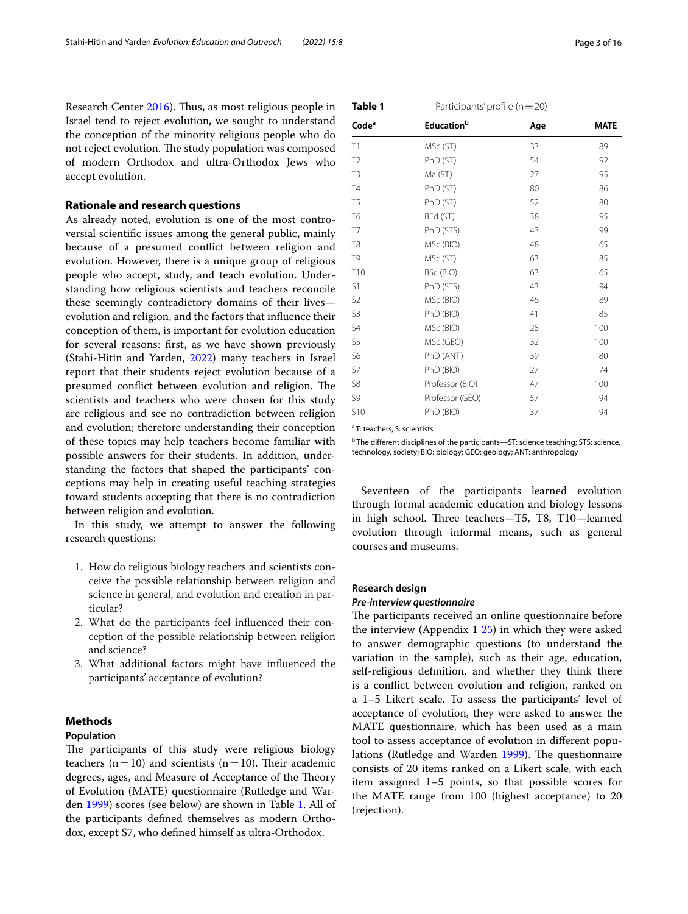Research Center 2016). Thus, as most religious people in Israel tend to reject evolution, we sought to understand the conception of the minority religious people who do not reject evolution. The study population was composed of modern Orthodox and ultra-Orthodox Jews who accept evolution.

## Rationale and research questions

As already noted, evolution is one of the most controversial scientific issues among the general public, mainly because of a presumed conflict between religion and evolution. However, there is a unique group of religious people who accept, study, and teach evolution. Understanding how religious scientists and teachers reconcile these seemingly contradictory domains of their lives—evolution and religion, and the factors that influence their conception of them, is important for evolution education for several reasons: first, as we have shown previously (Stahi-Hitin and Yarden, 2022) many teachers in Israel report that their students reject evolution because of a presumed conflict between evolution and religion. The scientists and teachers who were chosen for this study are religious and see no contradiction between religion and evolution; therefore understanding their conception of these topics may help teachers become familiar with possible answers for their students. In addition, understanding the factors that shaped the participants' conceptions may help in creating useful teaching strategies toward students accepting that there is no contradiction between religion and evolution.

In this study, we attempt to answer the following research questions:

1. How do religious biology teachers and scientists conceive the possible relationship between religion and science in general, and evolution and creation in particular?
2. What do the participants feel influenced their conception of the possible relationship between religion and science?
3. What additional factors might have influenced the participants' acceptance of evolution?

## Methods

### Population

The participants of this study were religious biology teachers (n = 10) and scientists (n = 10). Their academic degrees, ages, and Measure of Acceptance of the Theory of Evolution (MATE) questionnaire (Rutledge and Warden 1999) scores (see below) are shown in Table 1. All of the participants defined themselves as modern Orthodox, except S7, who defined himself as ultra-Orthodox.

**Table 1** Participants' profile (n = 20)

| Code[a] | Education[b] | Age | MATE |
|---|---|---|---|
| T1 | MSc (ST) | 33 | 89 |
| T2 | PhD (ST) | 54 | 92 |
| T3 | Ma (ST) | 27 | 95 |
| T4 | PhD (ST) | 80 | 86 |
| T5 | PhD (ST) | 52 | 80 |
| T6 | BEd (ST) | 38 | 95 |
| T7 | PhD (STS) | 43 | 99 |
| T8 | MSc (BIO) | 48 | 65 |
| T9 | MSc (ST) | 63 | 85 |
| T10 | BSc (BIO) | 63 | 65 |
| S1 | PhD (STS) | 43 | 94 |
| S2 | MSc (BIO) | 46 | 89 |
| S3 | PhD (BIO) | 41 | 85 |
| S4 | MSc (BIO) | 28 | 100 |
| S5 | MSc (GEO) | 32 | 100 |
| S6 | PhD (ANT) | 39 | 80 |
| S7 | PhD (BIO) | 27 | 74 |
| S8 | Professor (BIO) | 47 | 100 |
| S9 | Professor (GEO) | 57 | 94 |
| S10 | PhD (BIO) | 37 | 94 |

[a] T: teachers, S: scientists

[b] The different disciplines of the participants—ST: science teaching; STS: science, technology, society; BIO: biology; GEO: geology; ANT: anthropology

Seventeen of the participants learned evolution through formal academic education and biology lessons in high school. Three teachers—T5, T8, T10—learned evolution through informal means, such as general courses and museums.

### Research design

#### *Pre-interview questionnaire*

The participants received an online questionnaire before the interview (Appendix 1 25) in which they were asked to answer demographic questions (to understand the variation in the sample), such as their age, education, self-religious definition, and whether they think there is a conflict between evolution and religion, ranked on a 1–5 Likert scale. To assess the participants' level of acceptance of evolution, they were asked to answer the MATE questionnaire, which has been used as a main tool to assess acceptance of evolution in different populations (Rutledge and Warden 1999). The questionnaire consists of 20 items ranked on a Likert scale, with each item assigned 1–5 points, so that possible scores for the MATE range from 100 (highest acceptance) to 20 (rejection).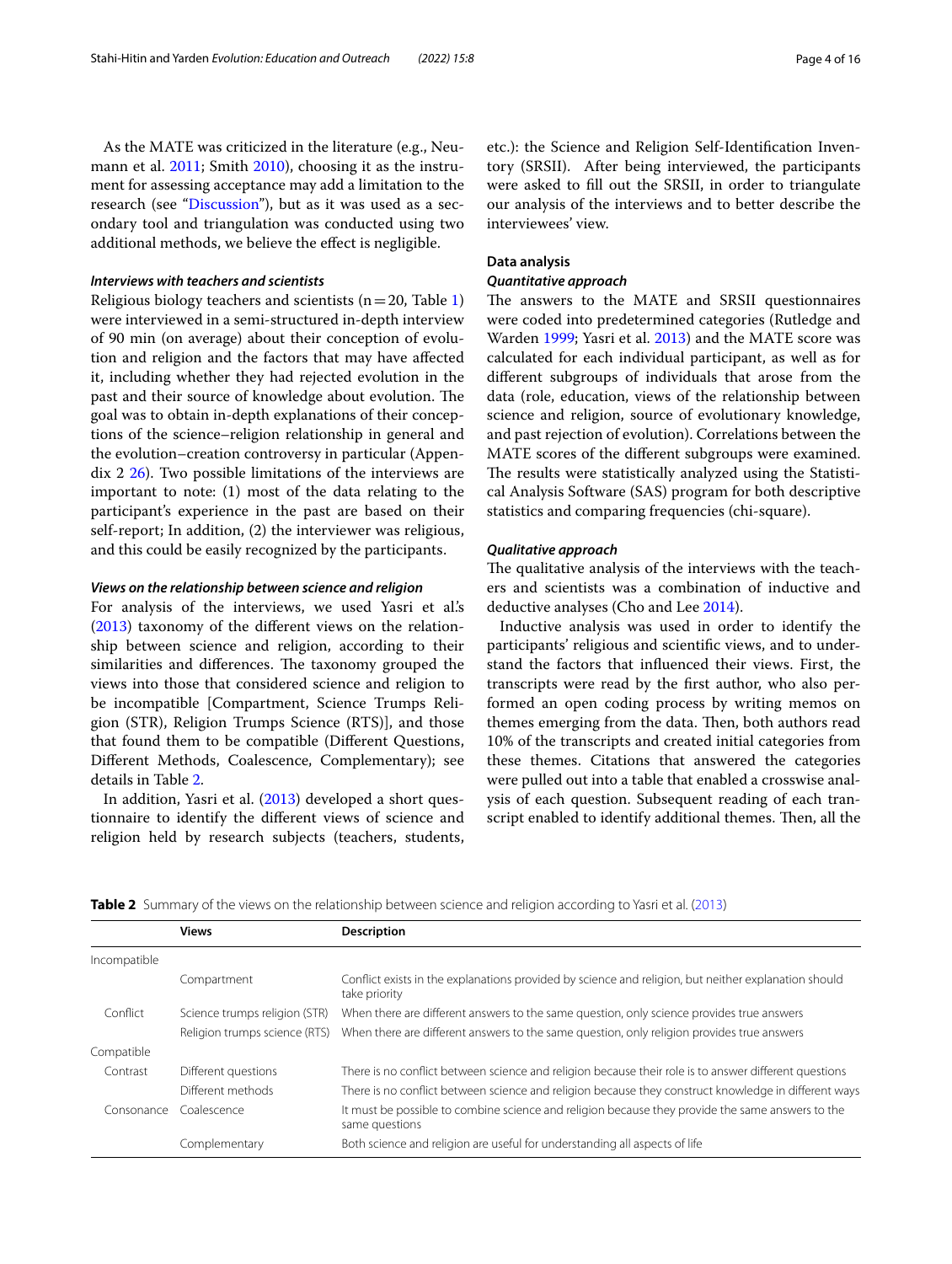As the MATE was criticized in the literature (e.g., Neumann et al. 2011; Smith 2010), choosing it as the instrument for assessing acceptance may add a limitation to the research (see "Discussion"), but as it was used as a secondary tool and triangulation was conducted using two additional methods, we believe the effect is negligible.

#### *Interviews with teachers and scientists*

Religious biology teachers and scientists (n = 20, Table 1) were interviewed in a semi-structured in-depth interview of 90 min (on average) about their conception of evolution and religion and the factors that may have affected it, including whether they had rejected evolution in the past and their source of knowledge about evolution. The goal was to obtain in-depth explanations of their conceptions of the science–religion relationship in general and the evolution–creation controversy in particular (Appendix 2 26). Two possible limitations of the interviews are important to note: (1) most of the data relating to the participant's experience in the past are based on their self-report; In addition, (2) the interviewer was religious, and this could be easily recognized by the participants.

#### *Views on the relationship between science and religion*

For analysis of the interviews, we used Yasri et al.'s (2013) taxonomy of the different views on the relationship between science and religion, according to their similarities and differences. The taxonomy grouped the views into those that considered science and religion to be incompatible [Compartment, Science Trumps Religion (STR), Religion Trumps Science (RTS)], and those that found them to be compatible (Different Questions, Different Methods, Coalescence, Complementary); see details in Table 2.

In addition, Yasri et al. (2013) developed a short questionnaire to identify the different views of science and religion held by research subjects (teachers, students, etc.): the Science and Religion Self-Identification Inventory (SRSII). After being interviewed, the participants were asked to fill out the SRSII, in order to triangulate our analysis of the interviews and to better describe the interviewees' view.

### Data analysis

#### *Quantitative approach*

The answers to the MATE and SRSII questionnaires were coded into predetermined categories (Rutledge and Warden 1999; Yasri et al. 2013) and the MATE score was calculated for each individual participant, as well as for different subgroups of individuals that arose from the data (role, education, views of the relationship between science and religion, source of evolutionary knowledge, and past rejection of evolution). Correlations between the MATE scores of the different subgroups were examined. The results were statistically analyzed using the Statistical Analysis Software (SAS) program for both descriptive statistics and comparing frequencies (chi-square).

#### *Qualitative approach*

The qualitative analysis of the interviews with the teachers and scientists was a combination of inductive and deductive analyses (Cho and Lee 2014).

Inductive analysis was used in order to identify the participants' religious and scientific views, and to understand the factors that influenced their views. First, the transcripts were read by the first author, who also performed an open coding process by writing memos on themes emerging from the data. Then, both authors read 10% of the transcripts and created initial categories from these themes. Citations that answered the categories were pulled out into a table that enabled a crosswise analysis of each question. Subsequent reading of each transcript enabled to identify additional themes. Then, all the

**Table 2** Summary of the views on the relationship between science and religion according to Yasri et al. (2013)

| | Views | Description |
|---|---|---|
| Incompatible | | |
| | Compartment | Conflict exists in the explanations provided by science and religion, but neither explanation should take priority |
| Conflict | Science trumps religion (STR) | When there are different answers to the same question, only science provides true answers |
| | Religion trumps science (RTS) | When there are different answers to the same question, only religion provides true answers |
| Compatible | | |
| Contrast | Different questions | There is no conflict between science and religion because their role is to answer different questions |
| | Different methods | There is no conflict between science and religion because they construct knowledge in different ways |
| Consonance | Coalescence | It must be possible to combine science and religion because they provide the same answers to the same questions |
| | Complementary | Both science and religion are useful for understanding all aspects of life |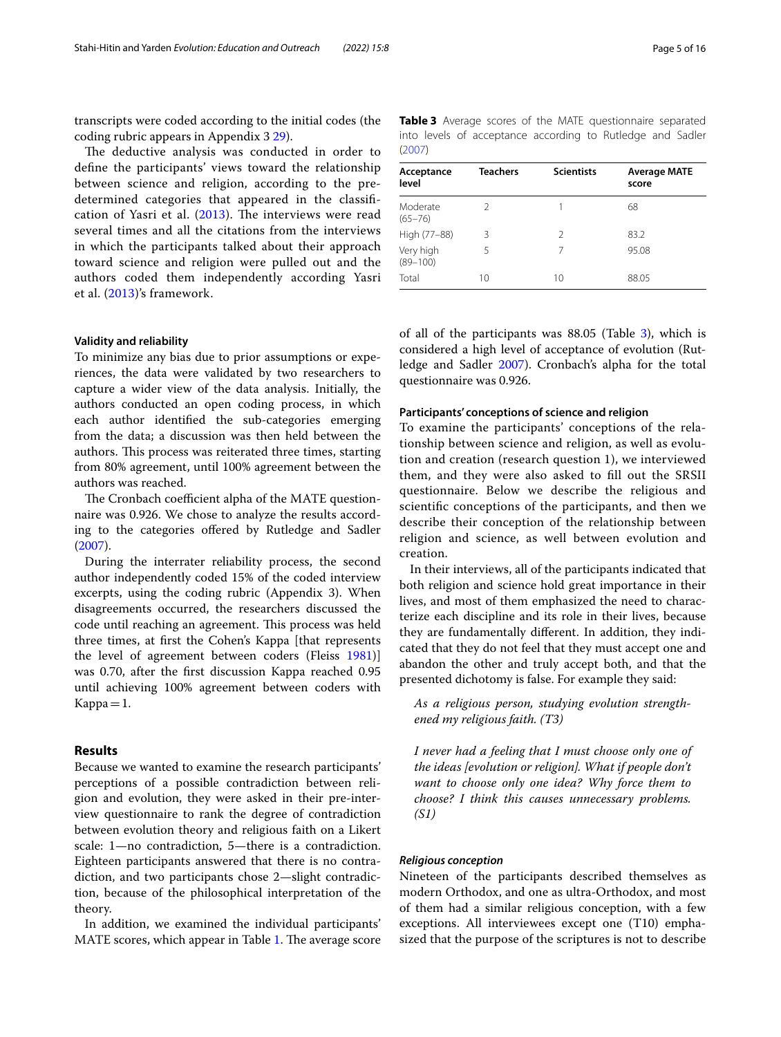transcripts were coded according to the initial codes (the coding rubric appears in Appendix 3 29).

The deductive analysis was conducted in order to define the participants' views toward the relationship between science and religion, according to the predetermined categories that appeared in the classification of Yasri et al. (2013). The interviews were read several times and all the citations from the interviews in which the participants talked about their approach toward science and religion were pulled out and the authors coded them independently according Yasri et al. (2013)'s framework.

#### Validity and reliability

To minimize any bias due to prior assumptions or experiences, the data were validated by two researchers to capture a wider view of the data analysis. Initially, the authors conducted an open coding process, in which each author identified the sub-categories emerging from the data; a discussion was then held between the authors. This process was reiterated three times, starting from 80% agreement, until 100% agreement between the authors was reached.

The Cronbach coefficient alpha of the MATE questionnaire was 0.926. We chose to analyze the results according to the categories offered by Rutledge and Sadler (2007).

During the interrater reliability process, the second author independently coded 15% of the coded interview excerpts, using the coding rubric (Appendix 3). When disagreements occurred, the researchers discussed the code until reaching an agreement. This process was held three times, at first the Cohen's Kappa [that represents the level of agreement between coders (Fleiss 1981)] was 0.70, after the first discussion Kappa reached 0.95 until achieving 100% agreement between coders with Kappa = 1.

## Results

Because we wanted to examine the research participants' perceptions of a possible contradiction between religion and evolution, they were asked in their pre-interview questionnaire to rank the degree of contradiction between evolution theory and religious faith on a Likert scale: 1—no contradiction, 5—there is a contradiction. Eighteen participants answered that there is no contradiction, and two participants chose 2—slight contradiction, because of the philosophical interpretation of the theory.

In addition, we examined the individual participants' MATE scores, which appear in Table 1. The average score of all of the participants was 88.05 (Table 3), which is considered a high level of acceptance of evolution (Rutledge and Sadler 2007). Cronbach's alpha for the total questionnaire was 0.926.

**Table 3** Average scores of the MATE questionnaire separated into levels of acceptance according to Rutledge and Sadler (2007)

| Acceptance level | Teachers | Scientists | Average MATE score |
|---|---|---|---|
| Moderate (65–76) | 2 | 1 | 68 |
| High (77–88) | 3 | 2 | 83.2 |
| Very high (89–100) | 5 | 7 | 95.08 |
| Total | 10 | 10 | 88.05 |

#### Participants' conceptions of science and religion

To examine the participants' conceptions of the relationship between science and religion, as well as evolution and creation (research question 1), we interviewed them, and they were also asked to fill out the SRSII questionnaire. Below we describe the religious and scientific conceptions of the participants, and then we describe their conception of the relationship between religion and science, as well between evolution and creation.

In their interviews, all of the participants indicated that both religion and science hold great importance in their lives, and most of them emphasized the need to characterize each discipline and its role in their lives, because they are fundamentally different. In addition, they indicated that they do not feel that they must accept one and abandon the other and truly accept both, and that the presented dichotomy is false. For example they said:

> *As a religious person, studying evolution strengthened my religious faith. (T3)*

> *I never had a feeling that I must choose only one of the ideas [evolution or religion]. What if people don't want to choose only one idea? Why force them to choose? I think this causes unnecessary problems. (S1)*

##### *Religious conception*

Nineteen of the participants described themselves as modern Orthodox, and one as ultra-Orthodox, and most of them had a similar religious conception, with a few exceptions. All interviewees except one (T10) emphasized that the purpose of the scriptures is not to describe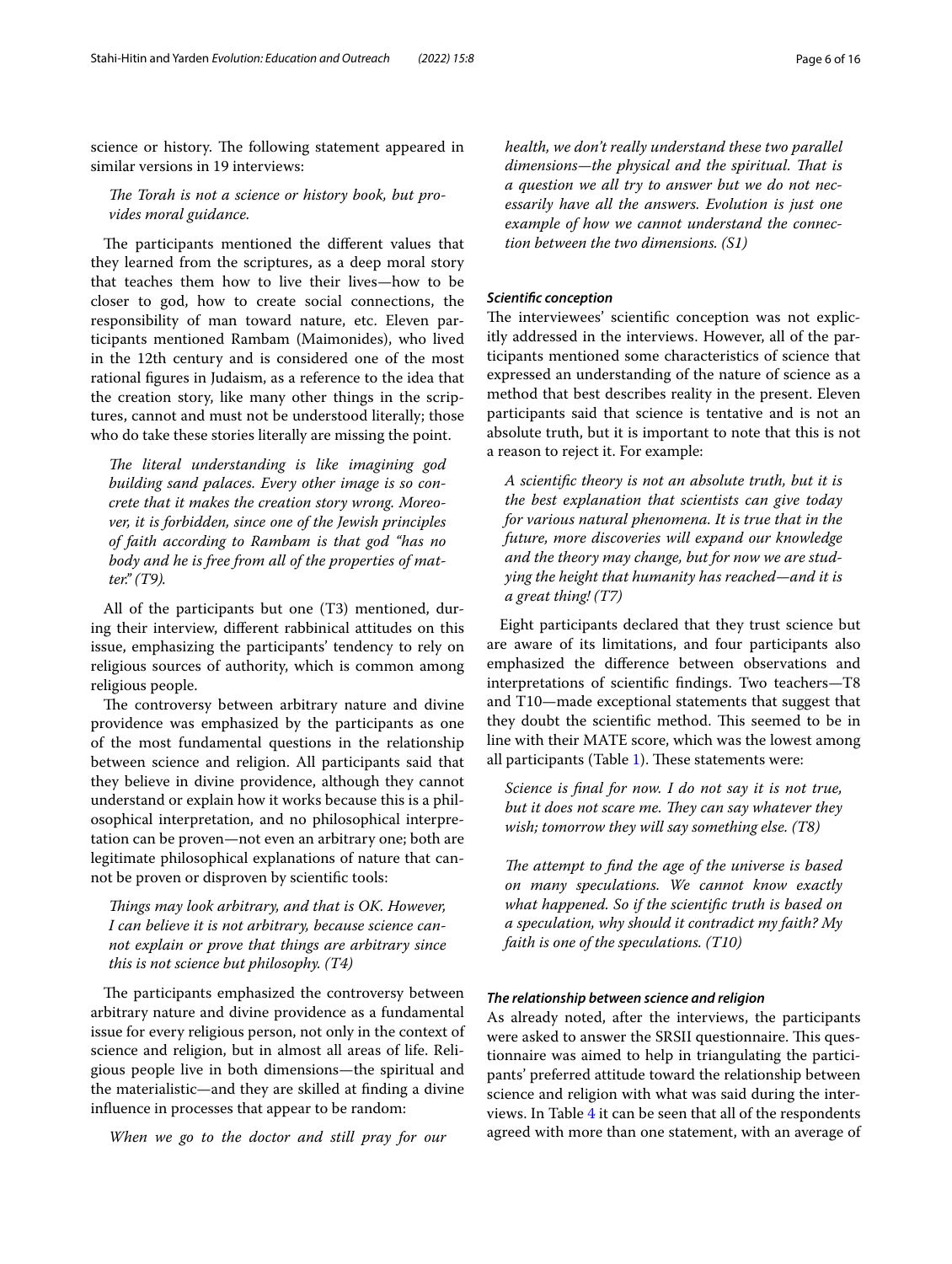science or history. The following statement appeared in similar versions in 19 interviews:

> *The Torah is not a science or history book, but provides moral guidance.*

The participants mentioned the different values that they learned from the scriptures, as a deep moral story that teaches them how to live their lives—how to be closer to god, how to create social connections, the responsibility of man toward nature, etc. Eleven participants mentioned Rambam (Maimonides), who lived in the 12th century and is considered one of the most rational figures in Judaism, as a reference to the idea that the creation story, like many other things in the scriptures, cannot and must not be understood literally; those who do take these stories literally are missing the point.

> *The literal understanding is like imagining god building sand palaces. Every other image is so concrete that it makes the creation story wrong. Moreover, it is forbidden, since one of the Jewish principles of faith according to Rambam is that god "has no body and he is free from all of the properties of matter." (T9).*

All of the participants but one (T3) mentioned, during their interview, different rabbinical attitudes on this issue, emphasizing the participants' tendency to rely on religious sources of authority, which is common among religious people.

The controversy between arbitrary nature and divine providence was emphasized by the participants as one of the most fundamental questions in the relationship between science and religion. All participants said that they believe in divine providence, although they cannot understand or explain how it works because this is a philosophical interpretation, and no philosophical interpretation can be proven—not even an arbitrary one; both are legitimate philosophical explanations of nature that cannot be proven or disproven by scientific tools:

> *Things may look arbitrary, and that is OK. However, I can believe it is not arbitrary, because science cannot explain or prove that things are arbitrary since this is not science but philosophy. (T4)*

The participants emphasized the controversy between arbitrary nature and divine providence as a fundamental issue for every religious person, not only in the context of science and religion, but in almost all areas of life. Religious people live in both dimensions—the spiritual and the materialistic—and they are skilled at finding a divine influence in processes that appear to be random:

> *When we go to the doctor and still pray for our health, we don't really understand these two parallel dimensions—the physical and the spiritual. That is a question we all try to answer but we do not necessarily have all the answers. Evolution is just one example of how we cannot understand the connection between the two dimensions. (S1)*

#### *Scientific conception*

The interviewees' scientific conception was not explicitly addressed in the interviews. However, all of the participants mentioned some characteristics of science that expressed an understanding of the nature of science as a method that best describes reality in the present. Eleven participants said that science is tentative and is not an absolute truth, but it is important to note that this is not a reason to reject it. For example:

> *A scientific theory is not an absolute truth, but it is the best explanation that scientists can give today for various natural phenomena. It is true that in the future, more discoveries will expand our knowledge and the theory may change, but for now we are studying the height that humanity has reached—and it is a great thing! (T7)*

Eight participants declared that they trust science but are aware of its limitations, and four participants also emphasized the difference between observations and interpretations of scientific findings. Two teachers—T8 and T10—made exceptional statements that suggest that they doubt the scientific method. This seemed to be in line with their MATE score, which was the lowest among all participants (Table 1). These statements were:

> *Science is final for now. I do not say it is not true, but it does not scare me. They can say whatever they wish; tomorrow they will say something else. (T8)*

> *The attempt to find the age of the universe is based on many speculations. We cannot know exactly what happened. So if the scientific truth is based on a speculation, why should it contradict my faith? My faith is one of the speculations. (T10)*

#### *The relationship between science and religion*

As already noted, after the interviews, the participants were asked to answer the SRSII questionnaire. This questionnaire was aimed to help in triangulating the participants' preferred attitude toward the relationship between science and religion with what was said during the interviews. In Table 4 it can be seen that all of the respondents agreed with more than one statement, with an average of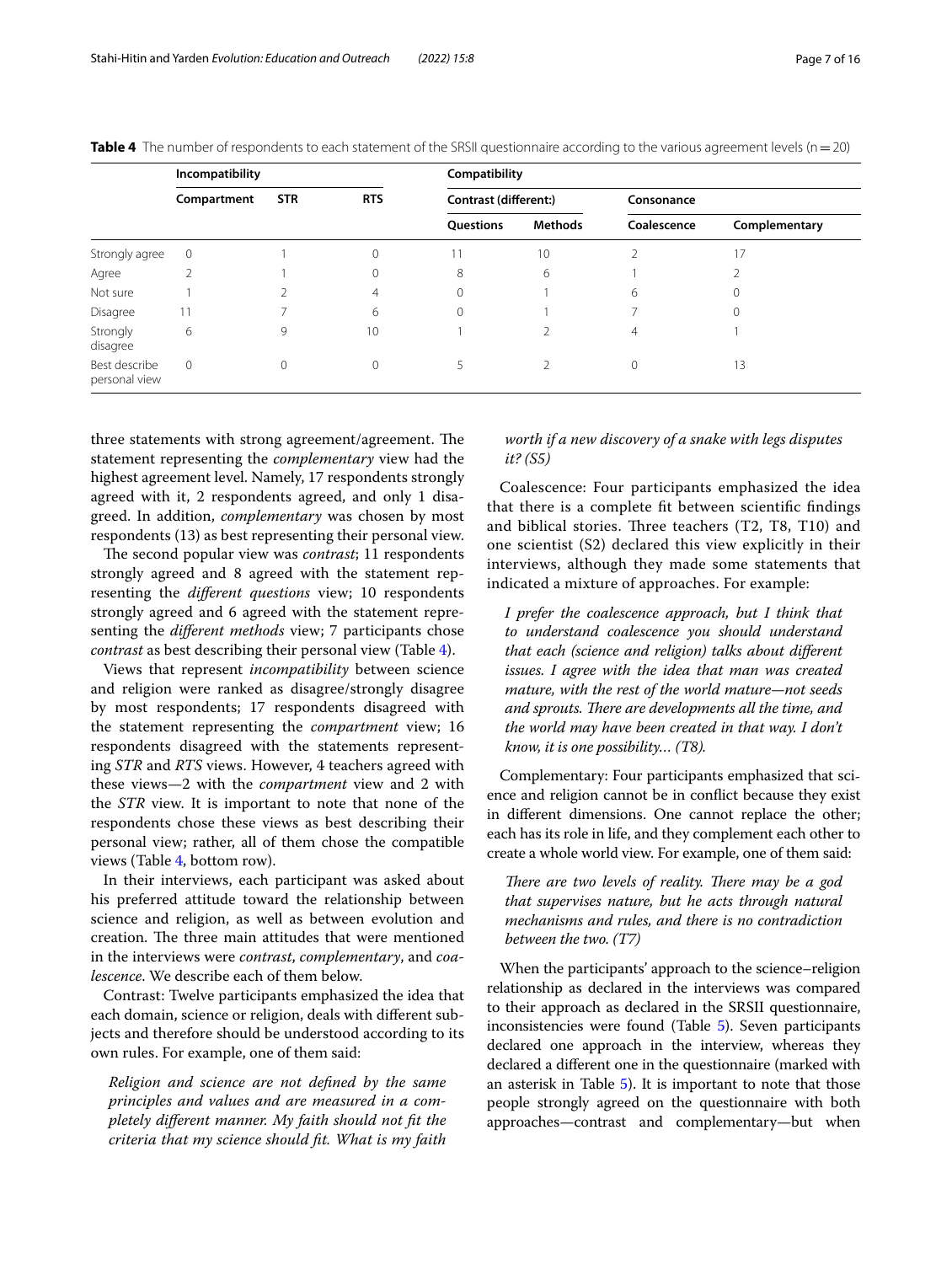**Table 4** The number of respondents to each statement of the SRSII questionnaire according to the various agreement levels (n = 20)

| | Incompatibility | | | Compatibility | | | |
|---|---|---|---|---|---|---|---|
| | Compartment | STR | RTS | Contrast (different:) | | Consonance | |
| | | | | Questions | Methods | Coalescence | Complementary |
| Strongly agree | 0 | 1 | 0 | 11 | 10 | 2 | 17 |
| Agree | 2 | 1 | 0 | 8 | 6 | 1 | 2 |
| Not sure | 1 | 2 | 4 | 0 | 1 | 6 | 0 |
| Disagree | 11 | 7 | 6 | 0 | 1 | 7 | 0 |
| Strongly disagree | 6 | 9 | 10 | 1 | 2 | 4 | 1 |
| Best describe personal view | 0 | 0 | 0 | 5 | 2 | 0 | 13 |

three statements with strong agreement/agreement. The statement representing the *complementary* view had the highest agreement level. Namely, 17 respondents strongly agreed with it, 2 respondents agreed, and only 1 disagreed. In addition, *complementary* was chosen by most respondents (13) as best representing their personal view.

The second popular view was *contrast*; 11 respondents strongly agreed and 8 agreed with the statement representing the *different questions* view; 10 respondents strongly agreed and 6 agreed with the statement representing the *different methods* view; 7 participants chose *contrast* as best describing their personal view (Table 4).

Views that represent *incompatibility* between science and religion were ranked as disagree/strongly disagree by most respondents; 17 respondents disagreed with the statement representing the *compartment* view; 16 respondents disagreed with the statements representing *STR* and *RTS* views. However, 4 teachers agreed with these views—2 with the *compartment* view and 2 with the *STR* view. It is important to note that none of the respondents chose these views as best describing their personal view; rather, all of them chose the compatible views (Table 4, bottom row).

In their interviews, each participant was asked about his preferred attitude toward the relationship between science and religion, as well as between evolution and creation. The three main attitudes that were mentioned in the interviews were *contrast*, *complementary*, and *coalescence*. We describe each of them below.

Contrast: Twelve participants emphasized the idea that each domain, science or religion, deals with different subjects and therefore should be understood according to its own rules. For example, one of them said:

> *Religion and science are not defined by the same principles and values and are measured in a completely different manner. My faith should not fit the criteria that my science should fit. What is my faith worth if a new discovery of a snake with legs disputes it? (S5)*

Coalescence: Four participants emphasized the idea that there is a complete fit between scientific findings and biblical stories. Three teachers (T2, T8, T10) and one scientist (S2) declared this view explicitly in their interviews, although they made some statements that indicated a mixture of approaches. For example:

> *I prefer the coalescence approach, but I think that to understand coalescence you should understand that each (science and religion) talks about different issues. I agree with the idea that man was created mature, with the rest of the world mature—not seeds and sprouts. There are developments all the time, and the world may have been created in that way. I don't know, it is one possibility… (T8).*

Complementary: Four participants emphasized that science and religion cannot be in conflict because they exist in different dimensions. One cannot replace the other; each has its role in life, and they complement each other to create a whole world view. For example, one of them said:

> *There are two levels of reality. There may be a god that supervises nature, but he acts through natural mechanisms and rules, and there is no contradiction between the two. (T7)*

When the participants' approach to the science–religion relationship as declared in the interviews was compared to their approach as declared in the SRSII questionnaire, inconsistencies were found (Table 5). Seven participants declared one approach in the interview, whereas they declared a different one in the questionnaire (marked with an asterisk in Table 5). It is important to note that those people strongly agreed on the questionnaire with both approaches—contrast and complementary—but when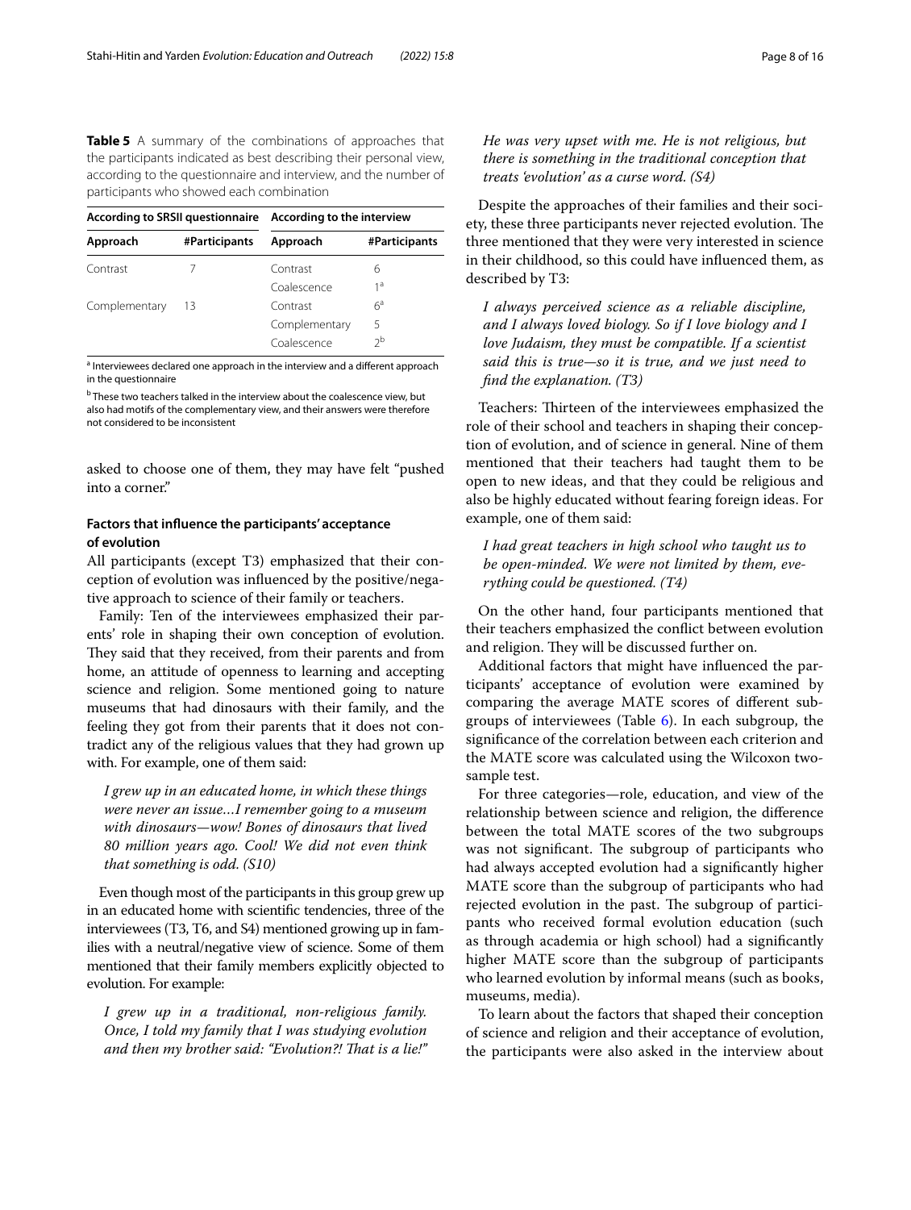**Table 5** A summary of the combinations of approaches that the participants indicated as best describing their personal view, according to the questionnaire and interview, and the number of participants who showed each combination

| According to SRSII questionnaire | | According to the interview | |
|---|---|---|---|
| Approach | #Participants | Approach | #Participants |
| Contrast | 7 | Contrast | 6 |
| | | Coalescence | 1[a] |
| Complementary | 13 | Contrast | 6[a] |
| | | Complementary | 5 |
| | | Coalescence | 2[b] |

[a] Interviewees declared one approach in the interview and a different approach in the questionnaire

[b] These two teachers talked in the interview about the coalescence view, but also had motifs of the complementary view, and their answers were therefore not considered to be inconsistent

asked to choose one of them, they may have felt "pushed into a corner."

### Factors that influence the participants' acceptance of evolution

All participants (except T3) emphasized that their conception of evolution was influenced by the positive/negative approach to science of their family or teachers.

Family: Ten of the interviewees emphasized their parents' role in shaping their own conception of evolution. They said that they received, from their parents and from home, an attitude of openness to learning and accepting science and religion. Some mentioned going to nature museums that had dinosaurs with their family, and the feeling they got from their parents that it does not contradict any of the religious values that they had grown up with. For example, one of them said:

> *I grew up in an educated home, in which these things were never an issue…I remember going to a museum with dinosaurs—wow! Bones of dinosaurs that lived 80 million years ago. Cool! We did not even think that something is odd. (S10)*

Even though most of the participants in this group grew up in an educated home with scientific tendencies, three of the interviewees (T3, T6, and S4) mentioned growing up in families with a neutral/negative view of science. Some of them mentioned that their family members explicitly objected to evolution. For example:

> *I grew up in a traditional, non-religious family. Once, I told my family that I was studying evolution and then my brother said: "Evolution?! That is a lie!" He was very upset with me. He is not religious, but there is something in the traditional conception that treats 'evolution' as a curse word. (S4)*

Despite the approaches of their families and their society, these three participants never rejected evolution. The three mentioned that they were very interested in science in their childhood, so this could have influenced them, as described by T3:

> *I always perceived science as a reliable discipline, and I always loved biology. So if I love biology and I love Judaism, they must be compatible. If a scientist said this is true—so it is true, and we just need to find the explanation. (T3)*

Teachers: Thirteen of the interviewees emphasized the role of their school and teachers in shaping their conception of evolution, and of science in general. Nine of them mentioned that their teachers had taught them to be open to new ideas, and that they could be religious and also be highly educated without fearing foreign ideas. For example, one of them said:

> *I had great teachers in high school who taught us to be open-minded. We were not limited by them, everything could be questioned. (T4)*

On the other hand, four participants mentioned that their teachers emphasized the conflict between evolution and religion. They will be discussed further on.

Additional factors that might have influenced the participants' acceptance of evolution were examined by comparing the average MATE scores of different subgroups of interviewees (Table 6). In each subgroup, the significance of the correlation between each criterion and the MATE score was calculated using the Wilcoxon two-sample test.

For three categories—role, education, and view of the relationship between science and religion, the difference between the total MATE scores of the two subgroups was not significant. The subgroup of participants who had always accepted evolution had a significantly higher MATE score than the subgroup of participants who had rejected evolution in the past. The subgroup of participants who received formal evolution education (such as through academia or high school) had a significantly higher MATE score than the subgroup of participants who learned evolution by informal means (such as books, museums, media).

To learn about the factors that shaped their conception of science and religion and their acceptance of evolution, the participants were also asked in the interview about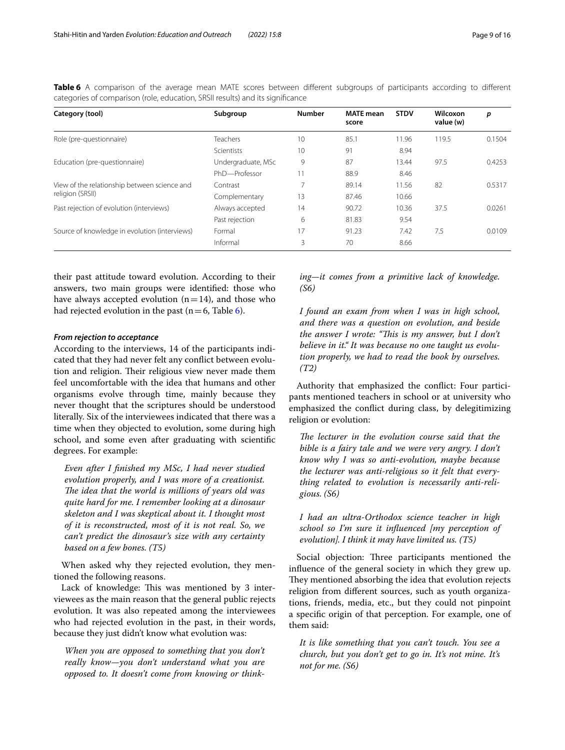**Table 6** A comparison of the average mean MATE scores between different subgroups of participants according to different categories of comparison (role, education, SRSII results) and its significance

| Category (tool) | Subgroup | Number | MATE mean score | STDV | Wilcoxon value (w) | *p* |
|---|---|---|---|---|---|---|
| Role (pre-questionnaire) | Teachers | 10 | 85.1 | 11.96 | 119.5 | 0.1504 |
| | Scientists | 10 | 91 | 8.94 | | |
| Education (pre-questionnaire) | Undergraduate, MSc | 9 | 87 | 13.44 | 97.5 | 0.4253 |
| | PhD—Professor | 11 | 88.9 | 8.46 | | |
| View of the relationship between science and religion (SRSII) | Contrast | 7 | 89.14 | 11.56 | 82 | 0.5317 |
| | Complementary | 13 | 87.46 | 10.66 | | |
| Past rejection of evolution (interviews) | Always accepted | 14 | 90.72 | 10.36 | 37.5 | 0.0261 |
| | Past rejection | 6 | 81.83 | 9.54 | | |
| Source of knowledge in evolution (interviews) | Formal | 17 | 91.23 | 7.42 | 7.5 | 0.0109 |
| | Informal | 3 | 70 | 8.66 | | |

their past attitude toward evolution. According to their answers, two main groups were identified: those who have always accepted evolution ($n=14$), and those who had rejected evolution in the past ($n=6$, Table 6).

#### *From rejection to acceptance*

According to the interviews, 14 of the participants indicated that they had never felt any conflict between evolution and religion. Their religious view never made them feel uncomfortable with the idea that humans and other organisms evolve through time, mainly because they never thought that the scriptures should be understood literally. Six of the interviewees indicated that there was a time when they objected to evolution, some during high school, and some even after graduating with scientific degrees. For example:

> *Even after I finished my MSc, I had never studied evolution properly, and I was more of a creationist. The idea that the world is millions of years old was quite hard for me. I remember looking at a dinosaur skeleton and I was skeptical about it. I thought most of it is reconstructed, most of it is not real. So, we can't predict the dinosaur's size with any certainty based on a few bones. (T5)*

When asked why they rejected evolution, they mentioned the following reasons.

Lack of knowledge: This was mentioned by 3 interviewees as the main reason that the general public rejects evolution. It was also repeated among the interviewees who had rejected evolution in the past, in their words, because they just didn't know what evolution was:

> *When you are opposed to something that you don't really know—you don't understand what you are opposed to. It doesn't come from knowing or thinking—it comes from a primitive lack of knowledge. (S6)*

> *I found an exam from when I was in high school, and there was a question on evolution, and beside the answer I wrote: "This is my answer, but I don't believe in it." It was because no one taught us evolution properly, we had to read the book by ourselves. (T2)*

Authority that emphasized the conflict: Four participants mentioned teachers in school or at university who emphasized the conflict during class, by delegitimizing religion or evolution:

> *The lecturer in the evolution course said that the bible is a fairy tale and we were very angry. I don't know why I was so anti-evolution, maybe because the lecturer was anti-religious so it felt that everything related to evolution is necessarily anti-religious. (S6)*

> *I had an ultra-Orthodox science teacher in high school so I'm sure it influenced [my perception of evolution]. I think it may have limited us. (T5)*

Social objection: Three participants mentioned the influence of the general society in which they grew up. They mentioned absorbing the idea that evolution rejects religion from different sources, such as youth organizations, friends, media, etc., but they could not pinpoint a specific origin of that perception. For example, one of them said:

> *It is like something that you can't touch. You see a church, but you don't get to go in. It's not mine. It's not for me. (S6)*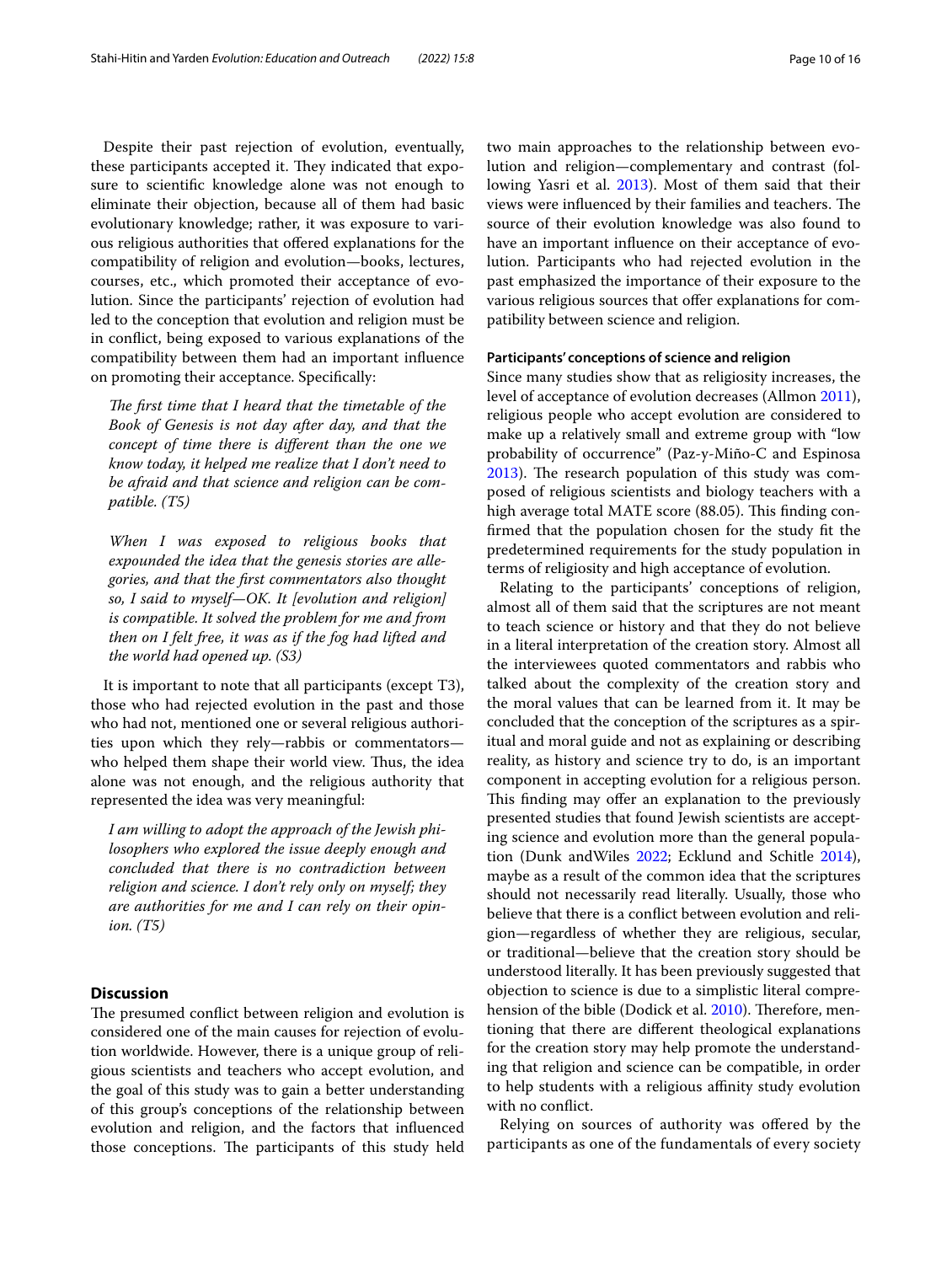Despite their past rejection of evolution, eventually, these participants accepted it. They indicated that exposure to scientific knowledge alone was not enough to eliminate their objection, because all of them had basic evolutionary knowledge; rather, it was exposure to various religious authorities that offered explanations for the compatibility of religion and evolution—books, lectures, courses, etc., which promoted their acceptance of evolution. Since the participants' rejection of evolution had led to the conception that evolution and religion must be in conflict, being exposed to various explanations of the compatibility between them had an important influence on promoting their acceptance. Specifically:

> *The first time that I heard that the timetable of the Book of Genesis is not day after day, and that the concept of time there is different than the one we know today, it helped me realize that I don't need to be afraid and that science and religion can be compatible. (T5)*

> *When I was exposed to religious books that expounded the idea that the genesis stories are allegories, and that the first commentators also thought so, I said to myself—OK. It [evolution and religion] is compatible. It solved the problem for me and from then on I felt free, it was as if the fog had lifted and the world had opened up. (S3)*

It is important to note that all participants (except T3), those who had rejected evolution in the past and those who had not, mentioned one or several religious authorities upon which they rely—rabbis or commentators—who helped them shape their world view. Thus, the idea alone was not enough, and the religious authority that represented the idea was very meaningful:

> *I am willing to adopt the approach of the Jewish philosophers who explored the issue deeply enough and concluded that there is no contradiction between religion and science. I don't rely only on myself; they are authorities for me and I can rely on their opinion. (T5)*

## Discussion

The presumed conflict between religion and evolution is considered one of the main causes for rejection of evolution worldwide. However, there is a unique group of religious scientists and teachers who accept evolution, and the goal of this study was to gain a better understanding of this group's conceptions of the relationship between evolution and religion, and the factors that influenced those conceptions. The participants of this study held two main approaches to the relationship between evolution and religion—complementary and contrast (following Yasri et al. 2013). Most of them said that their views were influenced by their families and teachers. The source of their evolution knowledge was also found to have an important influence on their acceptance of evolution. Participants who had rejected evolution in the past emphasized the importance of their exposure to the various religious sources that offer explanations for compatibility between science and religion.

#### Participants' conceptions of science and religion

Since many studies show that as religiosity increases, the level of acceptance of evolution decreases (Allmon 2011), religious people who accept evolution are considered to make up a relatively small and extreme group with "low probability of occurrence" (Paz-y-Miño-C and Espinosa 2013). The research population of this study was composed of religious scientists and biology teachers with a high average total MATE score (88.05). This finding confirmed that the population chosen for the study fit the predetermined requirements for the study population in terms of religiosity and high acceptance of evolution.

Relating to the participants' conceptions of religion, almost all of them said that the scriptures are not meant to teach science or history and that they do not believe in a literal interpretation of the creation story. Almost all the interviewees quoted commentators and rabbis who talked about the complexity of the creation story and the moral values that can be learned from it. It may be concluded that the conception of the scriptures as a spiritual and moral guide and not as explaining or describing reality, as history and science try to do, is an important component in accepting evolution for a religious person. This finding may offer an explanation to the previously presented studies that found Jewish scientists are accepting science and evolution more than the general population (Dunk andWiles 2022; Ecklund and Schitle 2014), maybe as a result of the common idea that the scriptures should not necessarily read literally. Usually, those who believe that there is a conflict between evolution and religion—regardless of whether they are religious, secular, or traditional—believe that the creation story should be understood literally. It has been previously suggested that objection to science is due to a simplistic literal comprehension of the bible (Dodick et al. 2010). Therefore, mentioning that there are different theological explanations for the creation story may help promote the understanding that religion and science can be compatible, in order to help students with a religious affinity study evolution with no conflict.

Relying on sources of authority was offered by the participants as one of the fundamentals of every society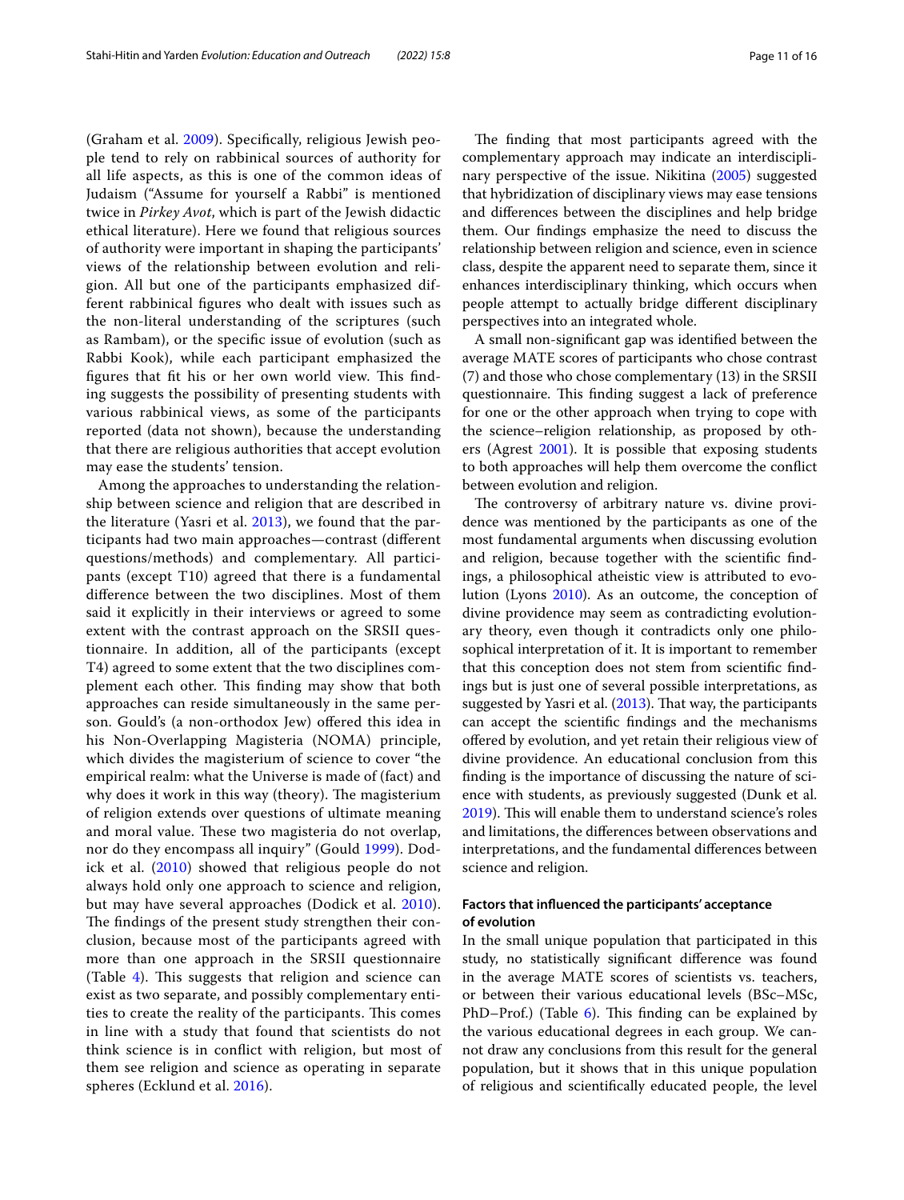(Graham et al. 2009). Specifically, religious Jewish people tend to rely on rabbinical sources of authority for all life aspects, as this is one of the common ideas of Judaism ("Assume for yourself a Rabbi" is mentioned twice in *Pirkey Avot*, which is part of the Jewish didactic ethical literature). Here we found that religious sources of authority were important in shaping the participants' views of the relationship between evolution and religion. All but one of the participants emphasized different rabbinical figures who dealt with issues such as the non-literal understanding of the scriptures (such as Rambam), or the specific issue of evolution (such as Rabbi Kook), while each participant emphasized the figures that fit his or her own world view. This finding suggests the possibility of presenting students with various rabbinical views, as some of the participants reported (data not shown), because the understanding that there are religious authorities that accept evolution may ease the students' tension.

Among the approaches to understanding the relationship between science and religion that are described in the literature (Yasri et al. 2013), we found that the participants had two main approaches—contrast (different questions/methods) and complementary. All participants (except T10) agreed that there is a fundamental difference between the two disciplines. Most of them said it explicitly in their interviews or agreed to some extent with the contrast approach on the SRSII questionnaire. In addition, all of the participants (except T4) agreed to some extent that the two disciplines complement each other. This finding may show that both approaches can reside simultaneously in the same person. Gould's (a non-orthodox Jew) offered this idea in his Non-Overlapping Magisteria (NOMA) principle, which divides the magisterium of science to cover "the empirical realm: what the Universe is made of (fact) and why does it work in this way (theory). The magisterium of religion extends over questions of ultimate meaning and moral value. These two magisteria do not overlap, nor do they encompass all inquiry" (Gould 1999). Dodick et al. (2010) showed that religious people do not always hold only one approach to science and religion, but may have several approaches (Dodick et al. 2010). The findings of the present study strengthen their conclusion, because most of the participants agreed with more than one approach in the SRSII questionnaire (Table 4). This suggests that religion and science can exist as two separate, and possibly complementary entities to create the reality of the participants. This comes in line with a study that found that scientists do not think science is in conflict with religion, but most of them see religion and science as operating in separate spheres (Ecklund et al. 2016).

The finding that most participants agreed with the complementary approach may indicate an interdisciplinary perspective of the issue. Nikitina (2005) suggested that hybridization of disciplinary views may ease tensions and differences between the disciplines and help bridge them. Our findings emphasize the need to discuss the relationship between religion and science, even in science class, despite the apparent need to separate them, since it enhances interdisciplinary thinking, which occurs when people attempt to actually bridge different disciplinary perspectives into an integrated whole.

A small non-significant gap was identified between the average MATE scores of participants who chose contrast (7) and those who chose complementary (13) in the SRSII questionnaire. This finding suggest a lack of preference for one or the other approach when trying to cope with the science–religion relationship, as proposed by others (Agrest 2001). It is possible that exposing students to both approaches will help them overcome the conflict between evolution and religion.

The controversy of arbitrary nature vs. divine providence was mentioned by the participants as one of the most fundamental arguments when discussing evolution and religion, because together with the scientific findings, a philosophical atheistic view is attributed to evolution (Lyons 2010). As an outcome, the conception of divine providence may seem as contradicting evolutionary theory, even though it contradicts only one philosophical interpretation of it. It is important to remember that this conception does not stem from scientific findings but is just one of several possible interpretations, as suggested by Yasri et al. (2013). That way, the participants can accept the scientific findings and the mechanisms offered by evolution, and yet retain their religious view of divine providence. An educational conclusion from this finding is the importance of discussing the nature of science with students, as previously suggested (Dunk et al. 2019). This will enable them to understand science's roles and limitations, the differences between observations and interpretations, and the fundamental differences between science and religion.

### Factors that influenced the participants' acceptance of evolution

In the small unique population that participated in this study, no statistically significant difference was found in the average MATE scores of scientists vs. teachers, or between their various educational levels (BSc–MSc, PhD–Prof.) (Table 6). This finding can be explained by the various educational degrees in each group. We cannot draw any conclusions from this result for the general population, but it shows that in this unique population of religious and scientifically educated people, the level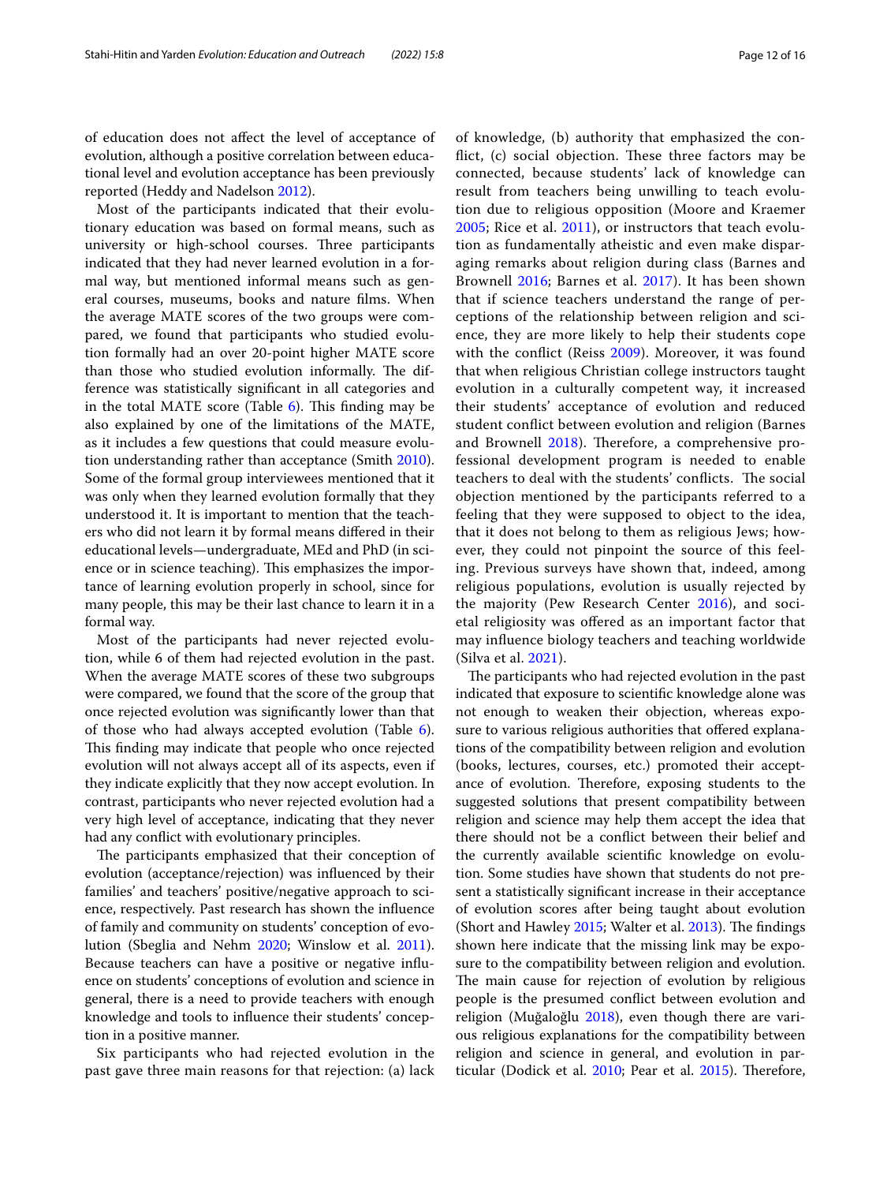of education does not affect the level of acceptance of evolution, although a positive correlation between educational level and evolution acceptance has been previously reported (Heddy and Nadelson 2012).

Most of the participants indicated that their evolutionary education was based on formal means, such as university or high-school courses. Three participants indicated that they had never learned evolution in a formal way, but mentioned informal means such as general courses, museums, books and nature films. When the average MATE scores of the two groups were compared, we found that participants who studied evolution formally had an over 20-point higher MATE score than those who studied evolution informally. The difference was statistically significant in all categories and in the total MATE score (Table 6). This finding may be also explained by one of the limitations of the MATE, as it includes a few questions that could measure evolution understanding rather than acceptance (Smith 2010). Some of the formal group interviewees mentioned that it was only when they learned evolution formally that they understood it. It is important to mention that the teachers who did not learn it by formal means differed in their educational levels—undergraduate, MEd and PhD (in science or in science teaching). This emphasizes the importance of learning evolution properly in school, since for many people, this may be their last chance to learn it in a formal way.

Most of the participants had never rejected evolution, while 6 of them had rejected evolution in the past. When the average MATE scores of these two subgroups were compared, we found that the score of the group that once rejected evolution was significantly lower than that of those who had always accepted evolution (Table 6). This finding may indicate that people who once rejected evolution will not always accept all of its aspects, even if they indicate explicitly that they now accept evolution. In contrast, participants who never rejected evolution had a very high level of acceptance, indicating that they never had any conflict with evolutionary principles.

The participants emphasized that their conception of evolution (acceptance/rejection) was influenced by their families' and teachers' positive/negative approach to science, respectively. Past research has shown the influence of family and community on students' conception of evolution (Sbeglia and Nehm 2020; Winslow et al. 2011). Because teachers can have a positive or negative influence on students' conceptions of evolution and science in general, there is a need to provide teachers with enough knowledge and tools to influence their students' conception in a positive manner.

Six participants who had rejected evolution in the past gave three main reasons for that rejection: (a) lack of knowledge, (b) authority that emphasized the conflict, (c) social objection. These three factors may be connected, because students' lack of knowledge can result from teachers being unwilling to teach evolution due to religious opposition (Moore and Kraemer 2005; Rice et al. 2011), or instructors that teach evolution as fundamentally atheistic and even make disparaging remarks about religion during class (Barnes and Brownell 2016; Barnes et al. 2017). It has been shown that if science teachers understand the range of perceptions of the relationship between religion and science, they are more likely to help their students cope with the conflict (Reiss 2009). Moreover, it was found that when religious Christian college instructors taught evolution in a culturally competent way, it increased their students' acceptance of evolution and reduced student conflict between evolution and religion (Barnes and Brownell 2018). Therefore, a comprehensive professional development program is needed to enable teachers to deal with the students' conflicts. The social objection mentioned by the participants referred to a feeling that they were supposed to object to the idea, that it does not belong to them as religious Jews; however, they could not pinpoint the source of this feeling. Previous surveys have shown that, indeed, among religious populations, evolution is usually rejected by the majority (Pew Research Center 2016), and societal religiosity was offered as an important factor that may influence biology teachers and teaching worldwide (Silva et al. 2021).

The participants who had rejected evolution in the past indicated that exposure to scientific knowledge alone was not enough to weaken their objection, whereas exposure to various religious authorities that offered explanations of the compatibility between religion and evolution (books, lectures, courses, etc.) promoted their acceptance of evolution. Therefore, exposing students to the suggested solutions that present compatibility between religion and science may help them accept the idea that there should not be a conflict between their belief and the currently available scientific knowledge on evolution. Some studies have shown that students do not present a statistically significant increase in their acceptance of evolution scores after being taught about evolution (Short and Hawley 2015; Walter et al. 2013). The findings shown here indicate that the missing link may be exposure to the compatibility between religion and evolution. The main cause for rejection of evolution by religious people is the presumed conflict between evolution and religion (Muğaloğlu 2018), even though there are various religious explanations for the compatibility between religion and science in general, and evolution in particular (Dodick et al. 2010; Pear et al. 2015). Therefore,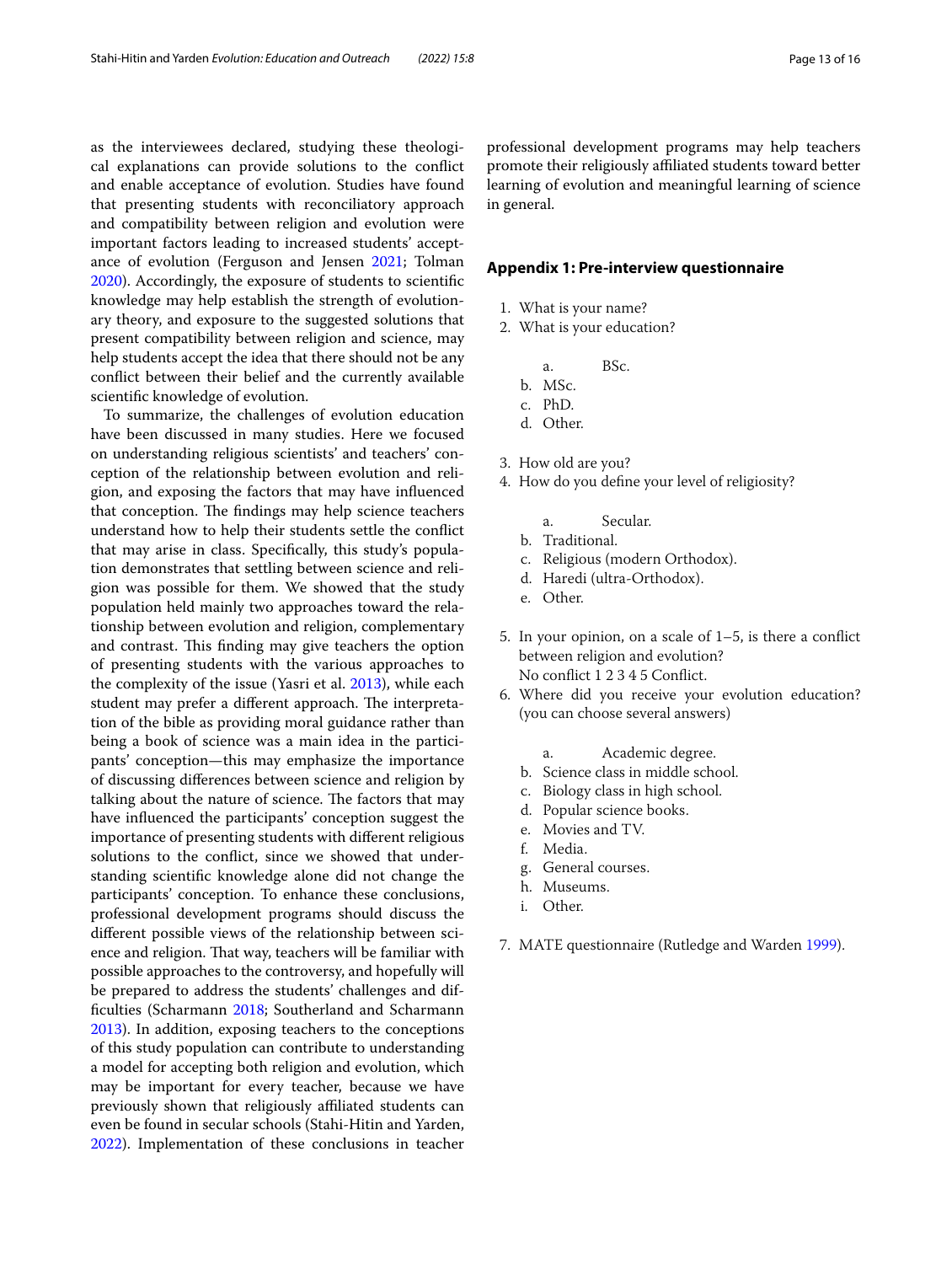as the interviewees declared, studying these theological explanations can provide solutions to the conflict and enable acceptance of evolution. Studies have found that presenting students with reconciliatory approach and compatibility between religion and evolution were important factors leading to increased students' acceptance of evolution (Ferguson and Jensen 2021; Tolman 2020). Accordingly, the exposure of students to scientific knowledge may help establish the strength of evolutionary theory, and exposure to the suggested solutions that present compatibility between religion and science, may help students accept the idea that there should not be any conflict between their belief and the currently available scientific knowledge of evolution.

To summarize, the challenges of evolution education have been discussed in many studies. Here we focused on understanding religious scientists' and teachers' conception of the relationship between evolution and religion, and exposing the factors that may have influenced that conception. The findings may help science teachers understand how to help their students settle the conflict that may arise in class. Specifically, this study's population demonstrates that settling between science and religion was possible for them. We showed that the study population held mainly two approaches toward the relationship between evolution and religion, complementary and contrast. This finding may give teachers the option of presenting students with the various approaches to the complexity of the issue (Yasri et al. 2013), while each student may prefer a different approach. The interpretation of the bible as providing moral guidance rather than being a book of science was a main idea in the participants' conception—this may emphasize the importance of discussing differences between science and religion by talking about the nature of science. The factors that may have influenced the participants' conception suggest the importance of presenting students with different religious solutions to the conflict, since we showed that understanding scientific knowledge alone did not change the participants' conception. To enhance these conclusions, professional development programs should discuss the different possible views of the relationship between science and religion. That way, teachers will be familiar with possible approaches to the controversy, and hopefully will be prepared to address the students' challenges and difficulties (Scharmann 2018; Southerland and Scharmann 2013). In addition, exposing teachers to the conceptions of this study population can contribute to understanding a model for accepting both religion and evolution, which may be important for every teacher, because we have previously shown that religiously affiliated students can even be found in secular schools (Stahi-Hitin and Yarden, 2022). Implementation of these conclusions in teacher professional development programs may help teachers promote their religiously affiliated students toward better learning of evolution and meaningful learning of science in general.

## Appendix 1: Pre-interview questionnaire

1. What is your name?
2. What is your education?

    a. BSc.
    b. MSc.
    c. PhD.
    d. Other.

3. How old are you?
4. How do you define your level of religiosity?

    a. Secular.
    b. Traditional.
    c. Religious (modern Orthodox).
    d. Haredi (ultra-Orthodox).
    e. Other.

5. In your opinion, on a scale of 1–5, is there a conflict between religion and evolution?
   No conflict 1 2 3 4 5 Conflict.
6. Where did you receive your evolution education? (you can choose several answers)

    a. Academic degree.
    b. Science class in middle school.
    c. Biology class in high school.
    d. Popular science books.
    e. Movies and TV.
    f. Media.
    g. General courses.
    h. Museums.
    i. Other.

7. MATE questionnaire (Rutledge and Warden 1999).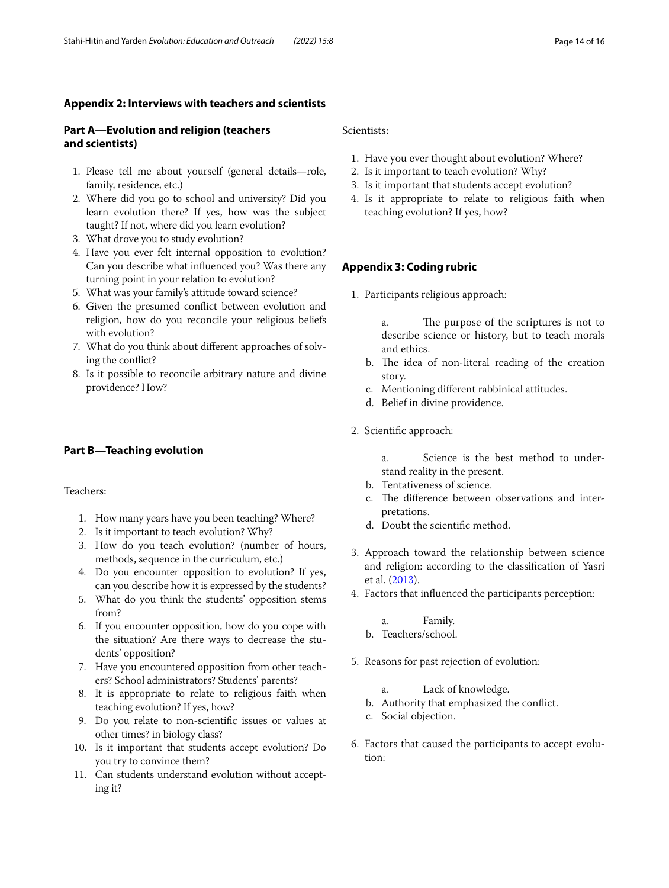## Appendix 2: Interviews with teachers and scientists

### Part A—Evolution and religion (teachers and scientists)

1. Please tell me about yourself (general details—role, family, residence, etc.)
2. Where did you go to school and university? Did you learn evolution there? If yes, how was the subject taught? If not, where did you learn evolution?
3. What drove you to study evolution?
4. Have you ever felt internal opposition to evolution? Can you describe what influenced you? Was there any turning point in your relation to evolution?
5. What was your family's attitude toward science?
6. Given the presumed conflict between evolution and religion, how do you reconcile your religious beliefs with evolution?
7. What do you think about different approaches of solving the conflict?
8. Is it possible to reconcile arbitrary nature and divine providence? How?

### Part B—Teaching evolution

Teachers:

1. How many years have you been teaching? Where?
2. Is it important to teach evolution? Why?
3. How do you teach evolution? (number of hours, methods, sequence in the curriculum, etc.)
4. Do you encounter opposition to evolution? If yes, can you describe how it is expressed by the students?
5. What do you think the students' opposition stems from?
6. If you encounter opposition, how do you cope with the situation? Are there ways to decrease the students' opposition?
7. Have you encountered opposition from other teachers? School administrators? Students' parents?
8. It is appropriate to relate to religious faith when teaching evolution? If yes, how?
9. Do you relate to non-scientific issues or values at other times? in biology class?
10. Is it important that students accept evolution? Do you try to convince them?
11. Can students understand evolution without accepting it?

Scientists:

1. Have you ever thought about evolution? Where?
2. Is it important to teach evolution? Why?
3. Is it important that students accept evolution?
4. Is it appropriate to relate to religious faith when teaching evolution? If yes, how?

## Appendix 3: Coding rubric

1. Participants religious approach:
   a. The purpose of the scriptures is not to describe science or history, but to teach morals and ethics.
   b. The idea of non-literal reading of the creation story.
   c. Mentioning different rabbinical attitudes.
   d. Belief in divine providence.
2. Scientific approach:
   a. Science is the best method to understand reality in the present.
   b. Tentativeness of science.
   c. The difference between observations and interpretations.
   d. Doubt the scientific method.
3. Approach toward the relationship between science and religion: according to the classification of Yasri et al. (2013).
4. Factors that influenced the participants perception:
   a. Family.
   b. Teachers/school.
5. Reasons for past rejection of evolution:
   a. Lack of knowledge.
   b. Authority that emphasized the conflict.
   c. Social objection.
6. Factors that caused the participants to accept evolution: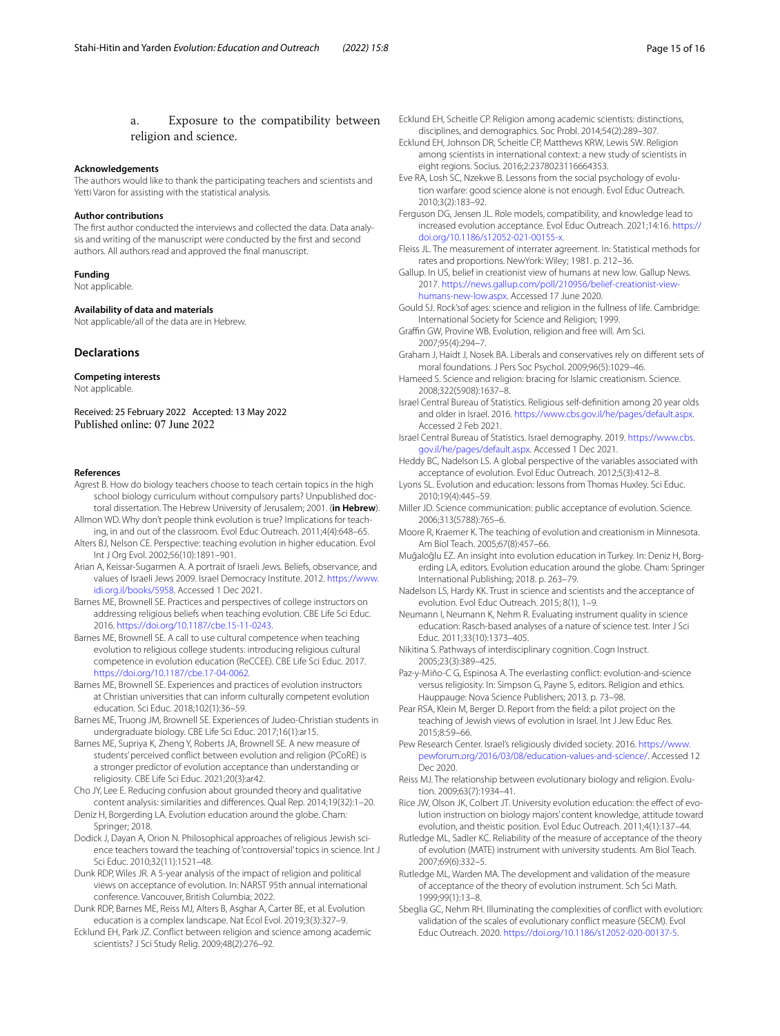a. Exposure to the compatibility between religion and science.

**Acknowledgements**

The authors would like to thank the participating teachers and scientists and Yetti Varon for assisting with the statistical analysis.

**Author contributions**

The first author conducted the interviews and collected the data. Data analysis and writing of the manuscript were conducted by the first and second authors. All authors read and approved the final manuscript.

**Funding**

Not applicable.

**Availability of data and materials**

Not applicable/all of the data are in Hebrew.

## Declarations

**Competing interests**

Not applicable.

Received: 25 February 2022 Accepted: 13 May 2022
Published online: 07 June 2022

**References**

- Agrest B. How do biology teachers choose to teach certain topics in the high school biology curriculum without compulsory parts? Unpublished doctoral dissertation. The Hebrew University of Jerusalem; 2001. (**in Hebrew**).
- Allmon WD. Why don't people think evolution is true? Implications for teaching, in and out of the classroom. Evol Educ Outreach. 2011;4(4):648–65.
- Alters BJ, Nelson CE. Perspective: teaching evolution in higher education. Evol Int J Org Evol. 2002;56(10):1891–901.
- Arian A, Keissar-Sugarmen A. A portrait of Israeli Jews. Beliefs, observance, and values of Israeli Jews 2009. Israel Democracy Institute. 2012. https://www.idi.org.il/books/5958. Accessed 1 Dec 2021.
- Barnes ME, Brownell SE. Practices and perspectives of college instructors on addressing religious beliefs when teaching evolution. CBE Life Sci Educ. 2016. https://doi.org/10.1187/cbe.15-11-0243.
- Barnes ME, Brownell SE. A call to use cultural competence when teaching evolution to religious college students: introducing religious cultural competence in evolution education (ReCCEE). CBE Life Sci Educ. 2017. https://doi.org/10.1187/cbe.17-04-0062.
- Barnes ME, Brownell SE. Experiences and practices of evolution instructors at Christian universities that can inform culturally competent evolution education. Sci Educ. 2018;102(1):36–59.
- Barnes ME, Truong JM, Brownell SE. Experiences of Judeo-Christian students in undergraduate biology. CBE Life Sci Educ. 2017;16(1):ar15.
- Barnes ME, Supriya K, Zheng Y, Roberts JA, Brownell SE. A new measure of students' perceived conflict between evolution and religion (PCoRE) is a stronger predictor of evolution acceptance than understanding or religiosity. CBE Life Sci Educ. 2021;20(3):ar42.
- Cho JY, Lee E. Reducing confusion about grounded theory and qualitative content analysis: similarities and differences. Qual Rep. 2014;19(32):1–20.
- Deniz H, Borgerding LA. Evolution education around the globe. Cham: Springer; 2018.
- Dodick J, Dayan A, Orion N. Philosophical approaches of religious Jewish science teachers toward the teaching of 'controversial' topics in science. Int J Sci Educ. 2010;32(11):1521–48.
- Dunk RDP, Wiles JR. A 5-year analysis of the impact of religion and political views on acceptance of evolution. In: NARST 95th annual international conference. Vancouver, British Columbia; 2022.
- Dunk RDP, Barnes ME, Reiss MJ, Alters B, Asghar A, Carter BE, et al. Evolution education is a complex landscape. Nat Ecol Evol. 2019;3(3):327–9.
- Ecklund EH, Park JZ. Conflict between religion and science among academic scientists? J Sci Study Relig. 2009;48(2):276–92.
- Ecklund EH, Scheitle CP. Religion among academic scientists: distinctions, disciplines, and demographics. Soc Probl. 2014;54(2):289–307.
- Ecklund EH, Johnson DR, Scheitle CP, Matthews KRW, Lewis SW. Religion among scientists in international context: a new study of scientists in eight regions. Socius. 2016;2:2378023116664353.
- Eve RA, Losh SC, Nzekwe B. Lessons from the social psychology of evolution warfare: good science alone is not enough. Evol Educ Outreach. 2010;3(2):183–92.
- Ferguson DG, Jensen JL. Role models, compatibility, and knowledge lead to increased evolution acceptance. Evol Educ Outreach. 2021;14:16. https://doi.org/10.1186/s12052-021-00155-x.
- Fleiss JL. The measurement of interrater agreement. In: Statistical methods for rates and proportions. NewYork: Wiley; 1981. p. 212–36.
- Gallup. In US, belief in creationist view of humans at new low. Gallup News. 2017. https://news.gallup.com/poll/210956/belief-creationist-view-humans-new-low.aspx. Accessed 17 June 2020.
- Gould SJ. Rock'sof ages: science and religion in the fullness of life. Cambridge: International Society for Science and Religion; 1999.
- Graffin GW, Provine WB. Evolution, religion and free will. Am Sci. 2007;95(4):294–7.
- Graham J, Haidt J, Nosek BA. Liberals and conservatives rely on different sets of moral foundations. J Pers Soc Psychol. 2009;96(5):1029–46.
- Hameed S. Science and religion: bracing for Islamic creationism. Science. 2008;322(5908):1637–8.
- Israel Central Bureau of Statistics. Religious self-definition among 20 year olds and older in Israel. 2016. https://www.cbs.gov.il/he/pages/default.aspx. Accessed 2 Feb 2021.
- Israel Central Bureau of Statistics. Israel demography. 2019. https://www.cbs.gov.il/he/pages/default.aspx. Accessed 1 Dec 2021.
- Heddy BC, Nadelson LS. A global perspective of the variables associated with acceptance of evolution. Evol Educ Outreach. 2012;5(3):412–8.
- Lyons SL. Evolution and education: lessons from Thomas Huxley. Sci Educ. 2010;19(4):445–59.
- Miller JD. Science communication: public acceptance of evolution. Science. 2006;313(5788):765–6.
- Moore R, Kraemer K. The teaching of evolution and creationism in Minnesota. Am Biol Teach. 2005;67(8):457–66.
- Muğaloğlu EZ. An insight into evolution education in Turkey. In: Deniz H, Borgerding LA, editors. Evolution education around the globe. Cham: Springer International Publishing; 2018. p. 263–79.
- Nadelson LS, Hardy KK. Trust in science and scientists and the acceptance of evolution. Evol Educ Outreach. 2015; 8(1), 1–9.
- Neumann I, Neumann K, Nehm R. Evaluating instrument quality in science education: Rasch-based analyses of a nature of science test. Inter J Sci Educ. 2011;33(10):1373–405.
- Nikitina S. Pathways of interdisciplinary cognition. Cogn Instruct. 2005;23(3):389–425.
- Paz-y-Miño-C G, Espinosa A. The everlasting conflict: evolution-and-science versus religiosity. In: Simpson G, Payne S, editors. Religion and ethics. Hauppauge: Nova Science Publishers; 2013. p. 73–98.
- Pear RSA, Klein M, Berger D. Report from the field: a pilot project on the teaching of Jewish views of evolution in Israel. Int J Jew Educ Res. 2015;8:59–66.
- Pew Research Center. Israel's religiously divided society. 2016. https://www.pewforum.org/2016/03/08/education-values-and-science/. Accessed 12 Dec 2020.
- Reiss MJ. The relationship between evolutionary biology and religion. Evolution. 2009;63(7):1934–41.
- Rice JW, Olson JK, Colbert JT. University evolution education: the effect of evolution instruction on biology majors' content knowledge, attitude toward evolution, and theistic position. Evol Educ Outreach. 2011;4(1):137–44.
- Rutledge ML, Sadler KC. Reliability of the measure of acceptance of the theory of evolution (MATE) instrument with university students. Am Biol Teach. 2007;69(6):332–5.
- Rutledge ML, Warden MA. The development and validation of the measure of acceptance of the theory of evolution instrument. Sch Sci Math. 1999;99(1):13–8.
- Sbeglia GC, Nehm RH. Illuminating the complexities of conflict with evolution: validation of the scales of evolutionary conflict measure (SECM). Evol Educ Outreach. 2020. https://doi.org/10.1186/s12052-020-00137-5.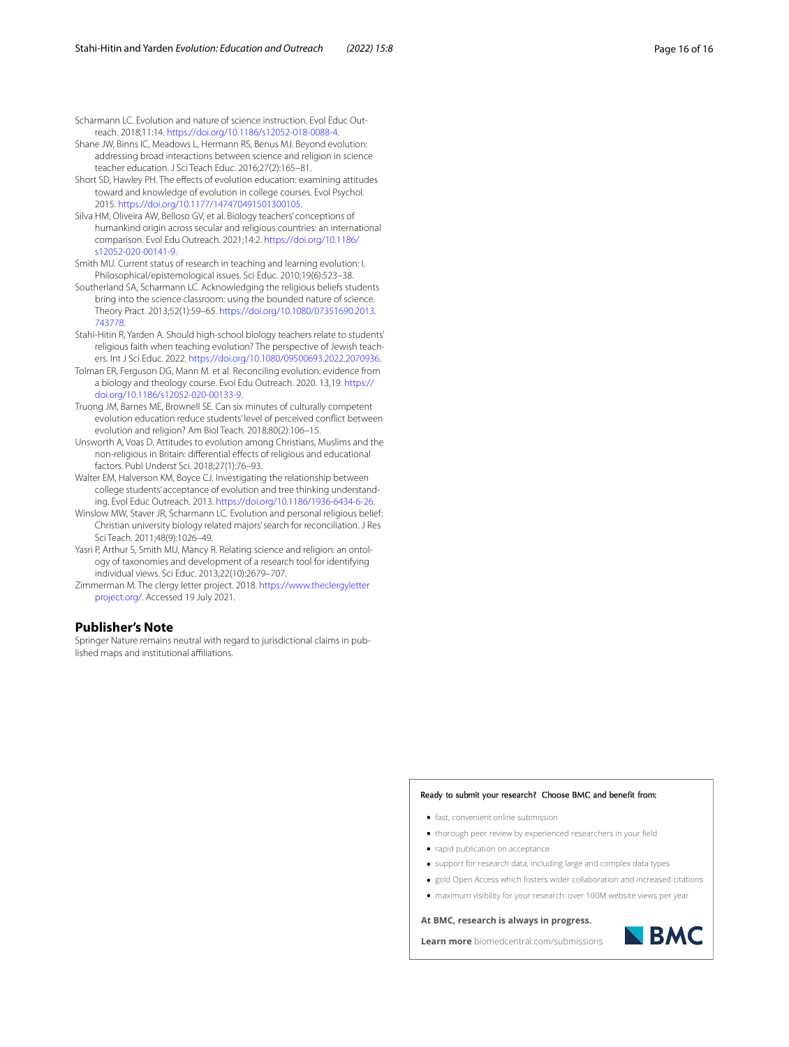Scharmann LC. Evolution and nature of science instruction. Evol Educ Outreach. 2018;11:14. https://doi.org/10.1186/s12052-018-0088-4.

Shane JW, Binns IC, Meadows L, Hermann RS, Benus MJ. Beyond evolution: addressing broad interactions between science and religion in science teacher education. J Sci Teach Educ. 2016;27(2):165–81.

Short SD, Hawley PH. The effects of evolution education: examining attitudes toward and knowledge of evolution in college courses. Evol Psychol. 2015. https://doi.org/10.1177/147470491501300105.

Silva HM, Oliveira AW, Belloso GV, et al. Biology teachers' conceptions of humankind origin across secular and religious countries: an international comparison. Evol Edu Outreach. 2021;14:2. https://doi.org/10.1186/s12052-020-00141-9.

Smith MU. Current status of research in teaching and learning evolution: I. Philosophical/epistemological issues. Sci Educ. 2010;19(6):523–38.

Southerland SA, Scharmann LC. Acknowledging the religious beliefs students bring into the science classroom: using the bounded nature of science. Theory Pract. 2013;52(1):59–65. https://doi.org/10.1080/07351690.2013.743778.

Stahi-Hitin R, Yarden A. Should high-school biology teachers relate to students' religious faith when teaching evolution? The perspective of Jewish teachers. Int J Sci Educ. 2022. https://doi.org/10.1080/09500693.2022.2070936.

Tolman ER, Ferguson DG, Mann M. et al. Reconciling evolution: evidence from a biology and theology course. Evol Edu Outreach. 2020. 13,19. https://doi.org/10.1186/s12052-020-00133-9.

Truong JM, Barnes ME, Brownell SE. Can six minutes of culturally competent evolution education reduce students' level of perceived conflict between evolution and religion? Am Biol Teach. 2018;80(2):106–15.

Unsworth A, Voas D. Attitudes to evolution among Christians, Muslims and the non-religious in Britain: differential effects of religious and educational factors. Publ Underst Sci. 2018;27(1):76–93.

Walter EM, Halverson KM, Boyce CJ. Investigating the relationship between college students' acceptance of evolution and tree thinking understanding. Evol Educ Outreach. 2013. https://doi.org/10.1186/1936-6434-6-26.

Winslow MW, Staver JR, Scharmann LC. Evolution and personal religious belief: Christian university biology related majors' search for reconciliation. J Res Sci Teach. 2011;48(9):1026–49.

Yasri P, Arthur S, Smith MU, Mancy R. Relating science and religion: an ontology of taxonomies and development of a research tool for identifying individual views. Sci Educ. 2013;22(10):2679–707.

Zimmerman M. The clergy letter project. 2018. https://www.theclergyletterproject.org/. Accessed 19 July 2021.

## Publisher's Note

Springer Nature remains neutral with regard to jurisdictional claims in published maps and institutional affiliations.

Ready to submit your research? Choose BMC and benefit from:

- fast, convenient online submission
- thorough peer review by experienced researchers in your field
- rapid publication on acceptance
- support for research data, including large and complex data types
- gold Open Access which fosters wider collaboration and increased citations
- maximum visibility for your research: over 100M website views per year

**At BMC, research is always in progress.**

**Learn more** biomedcentral.com/submissions

BMC